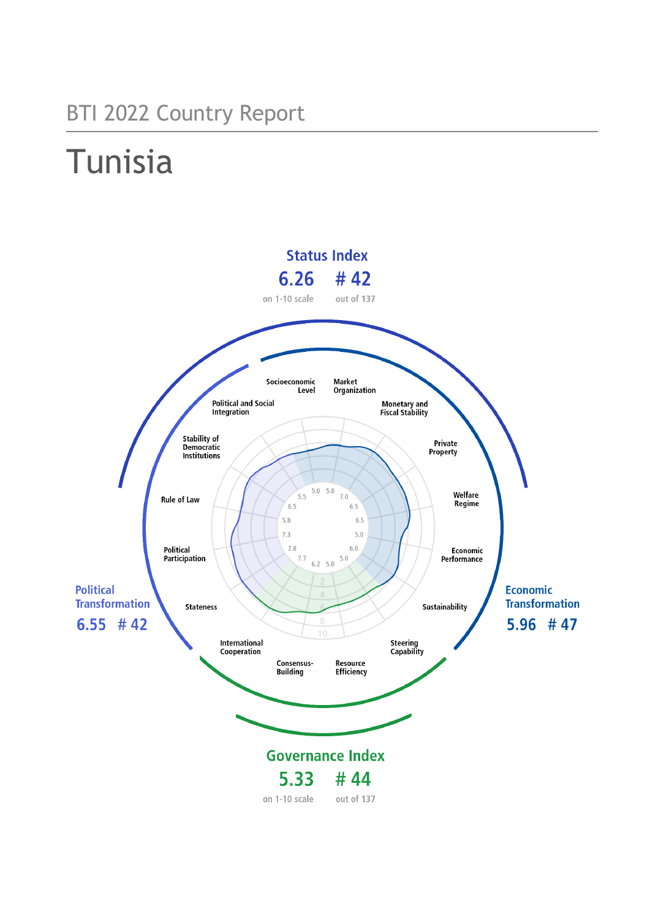BTI 2022 Country Report

# Tunisia

## Status Index

6.26 # 42

on 1-10 scale out of 137

## Political Transformation

6.55 # 42

## Economic Transformation

5.96 # 47

## Governance Index

5.33 # 44

on 1-10 scale out of 137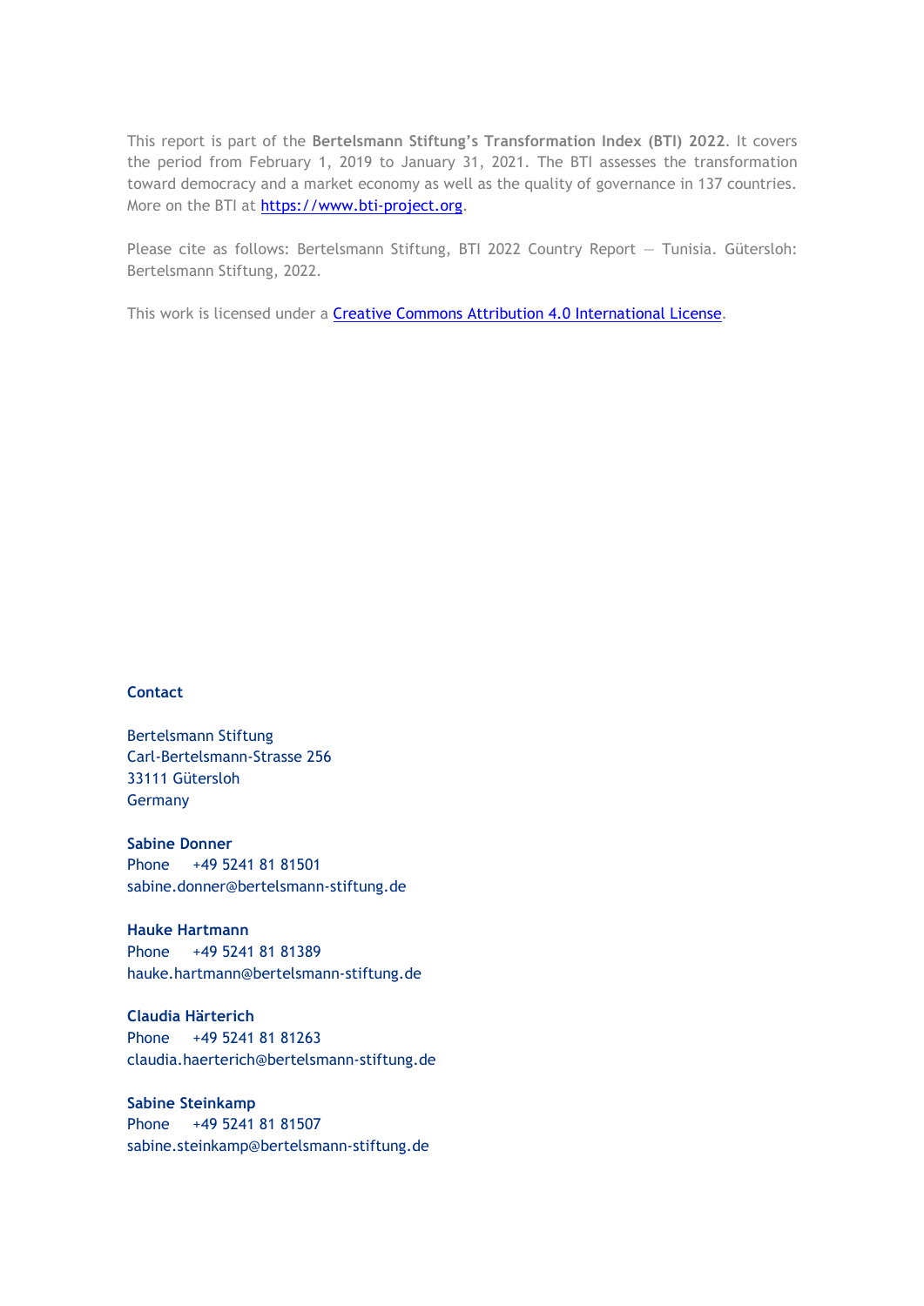This report is part of the **Bertelsmann Stiftung's Transformation Index (BTI) 2022**. It covers the period from February 1, 2019 to January 31, 2021. The BTI assesses the transformation toward democracy and a market economy as well as the quality of governance in 137 countries. More on the BTI at [https://www.bti-project.org](https://www.bti-project.org).

Please cite as follows: Bertelsmann Stiftung, BTI 2022 Country Report — Tunisia. Gütersloh: Bertelsmann Stiftung, 2022.

This work is licensed under a [Creative Commons Attribution 4.0 International License](https://creativecommons.org/licenses/by/4.0/).

**Contact**

Bertelsmann Stiftung
Carl-Bertelsmann-Strasse 256
33111 Gütersloh
Germany

**Sabine Donner**
Phone +49 5241 81 81501
sabine.donner@bertelsmann-stiftung.de

**Hauke Hartmann**
Phone +49 5241 81 81389
hauke.hartmann@bertelsmann-stiftung.de

**Claudia Härterich**
Phone +49 5241 81 81263
claudia.haerterich@bertelsmann-stiftung.de

**Sabine Steinkamp**
Phone +49 5241 81 81507
sabine.steinkamp@bertelsmann-stiftung.de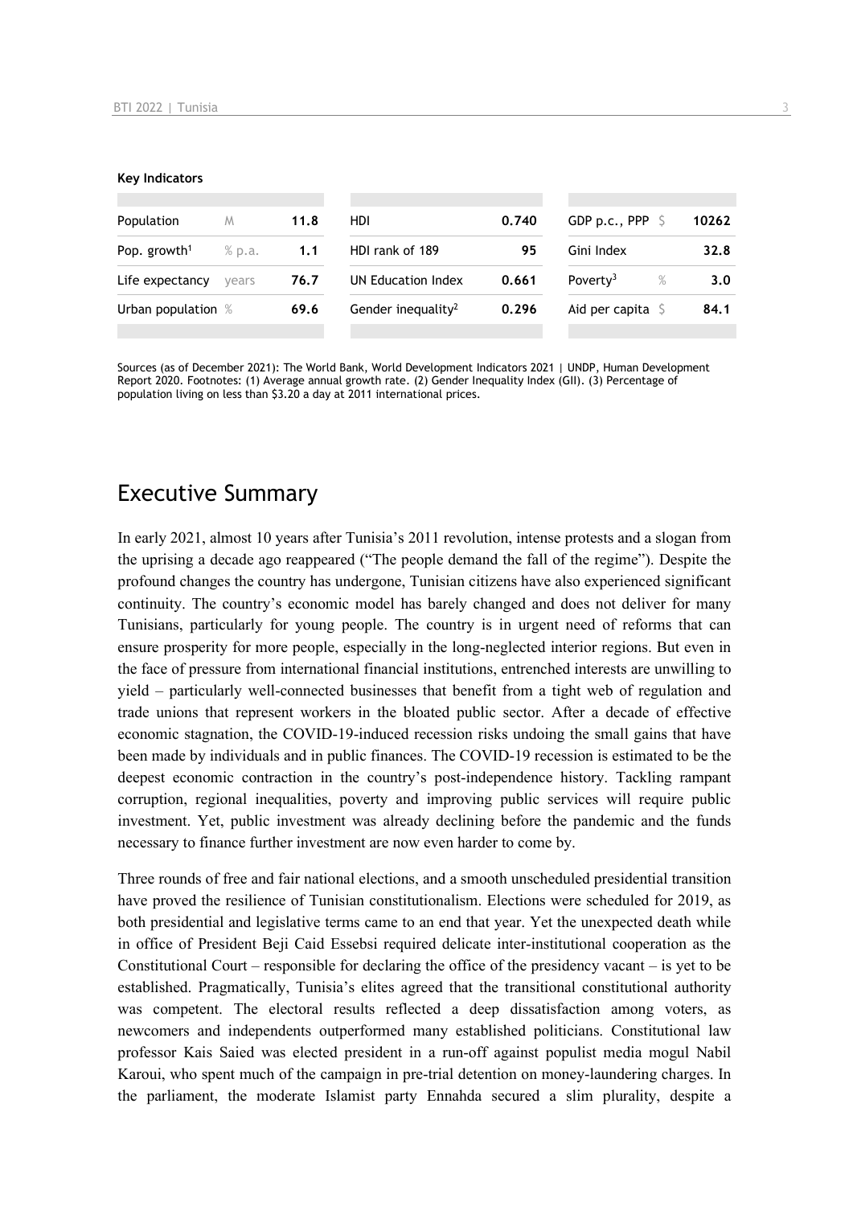**Key Indicators**

| | | | | | | | |
|---|---|---|---|---|---|---|---|
| Population | M | 11.8 | HDI | 0.740 | GDP p.c., PPP | $ | 10262 |
| Pop. growth[1] | % p.a. | 1.1 | HDI rank of 189 | 95 | Gini Index | | 32.8 |
| Life expectancy | years | 76.7 | UN Education Index | 0.661 | Poverty[3] | % | 3.0 |
| Urban population | % | 69.6 | Gender inequality[2] | 0.296 | Aid per capita | $ | 84.1 |

Sources (as of December 2021): The World Bank, World Development Indicators 2021 | UNDP, Human Development Report 2020. Footnotes: (1) Average annual growth rate. (2) Gender Inequality Index (GII). (3) Percentage of population living on less than $3.20 a day at 2011 international prices.

## Executive Summary

In early 2021, almost 10 years after Tunisia's 2011 revolution, intense protests and a slogan from the uprising a decade ago reappeared ("The people demand the fall of the regime"). Despite the profound changes the country has undergone, Tunisian citizens have also experienced significant continuity. The country's economic model has barely changed and does not deliver for many Tunisians, particularly for young people. The country is in urgent need of reforms that can ensure prosperity for more people, especially in the long-neglected interior regions. But even in the face of pressure from international financial institutions, entrenched interests are unwilling to yield – particularly well-connected businesses that benefit from a tight web of regulation and trade unions that represent workers in the bloated public sector. After a decade of effective economic stagnation, the COVID-19-induced recession risks undoing the small gains that have been made by individuals and in public finances. The COVID-19 recession is estimated to be the deepest economic contraction in the country's post-independence history. Tackling rampant corruption, regional inequalities, poverty and improving public services will require public investment. Yet, public investment was already declining before the pandemic and the funds necessary to finance further investment are now even harder to come by.

Three rounds of free and fair national elections, and a smooth unscheduled presidential transition have proved the resilience of Tunisian constitutionalism. Elections were scheduled for 2019, as both presidential and legislative terms came to an end that year. Yet the unexpected death while in office of President Beji Caid Essebsi required delicate inter-institutional cooperation as the Constitutional Court – responsible for declaring the office of the presidency vacant – is yet to be established. Pragmatically, Tunisia's elites agreed that the transitional constitutional authority was competent. The electoral results reflected a deep dissatisfaction among voters, as newcomers and independents outperformed many established politicians. Constitutional law professor Kais Saied was elected president in a run-off against populist media mogul Nabil Karoui, who spent much of the campaign in pre-trial detention on money-laundering charges. In the parliament, the moderate Islamist party Ennahda secured a slim plurality, despite a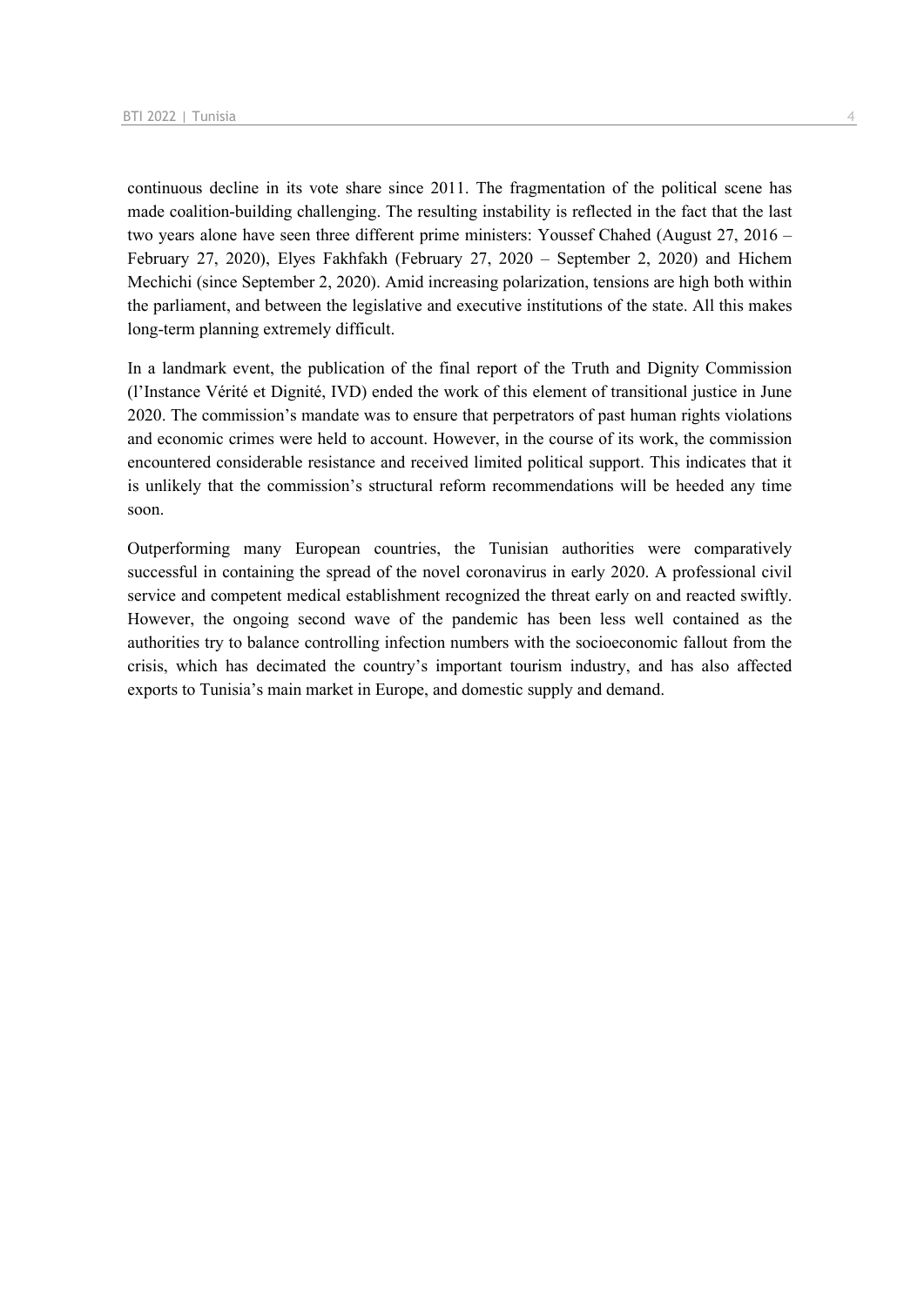continuous decline in its vote share since 2011. The fragmentation of the political scene has made coalition-building challenging. The resulting instability is reflected in the fact that the last two years alone have seen three different prime ministers: Youssef Chahed (August 27, 2016 – February 27, 2020), Elyes Fakhfakh (February 27, 2020 – September 2, 2020) and Hichem Mechichi (since September 2, 2020). Amid increasing polarization, tensions are high both within the parliament, and between the legislative and executive institutions of the state. All this makes long-term planning extremely difficult.

In a landmark event, the publication of the final report of the Truth and Dignity Commission (l'Instance Vérité et Dignité, IVD) ended the work of this element of transitional justice in June 2020. The commission's mandate was to ensure that perpetrators of past human rights violations and economic crimes were held to account. However, in the course of its work, the commission encountered considerable resistance and received limited political support. This indicates that it is unlikely that the commission's structural reform recommendations will be heeded any time soon.

Outperforming many European countries, the Tunisian authorities were comparatively successful in containing the spread of the novel coronavirus in early 2020. A professional civil service and competent medical establishment recognized the threat early on and reacted swiftly. However, the ongoing second wave of the pandemic has been less well contained as the authorities try to balance controlling infection numbers with the socioeconomic fallout from the crisis, which has decimated the country's important tourism industry, and has also affected exports to Tunisia's main market in Europe, and domestic supply and demand.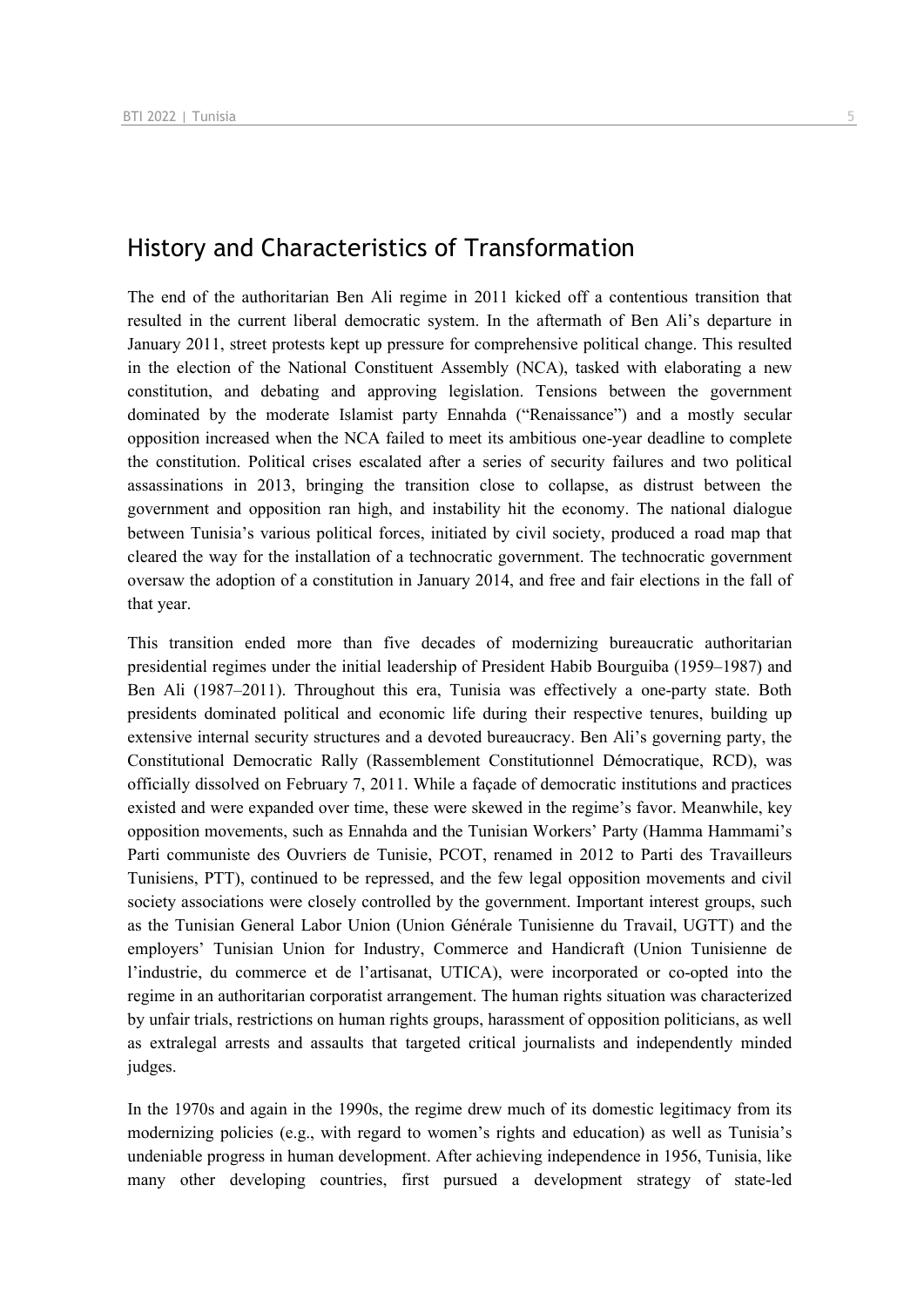## History and Characteristics of Transformation

The end of the authoritarian Ben Ali regime in 2011 kicked off a contentious transition that resulted in the current liberal democratic system. In the aftermath of Ben Ali's departure in January 2011, street protests kept up pressure for comprehensive political change. This resulted in the election of the National Constituent Assembly (NCA), tasked with elaborating a new constitution, and debating and approving legislation. Tensions between the government dominated by the moderate Islamist party Ennahda ("Renaissance") and a mostly secular opposition increased when the NCA failed to meet its ambitious one-year deadline to complete the constitution. Political crises escalated after a series of security failures and two political assassinations in 2013, bringing the transition close to collapse, as distrust between the government and opposition ran high, and instability hit the economy. The national dialogue between Tunisia's various political forces, initiated by civil society, produced a road map that cleared the way for the installation of a technocratic government. The technocratic government oversaw the adoption of a constitution in January 2014, and free and fair elections in the fall of that year.

This transition ended more than five decades of modernizing bureaucratic authoritarian presidential regimes under the initial leadership of President Habib Bourguiba (1959–1987) and Ben Ali (1987–2011). Throughout this era, Tunisia was effectively a one-party state. Both presidents dominated political and economic life during their respective tenures, building up extensive internal security structures and a devoted bureaucracy. Ben Ali's governing party, the Constitutional Democratic Rally (Rassemblement Constitutionnel Démocratique, RCD), was officially dissolved on February 7, 2011. While a façade of democratic institutions and practices existed and were expanded over time, these were skewed in the regime's favor. Meanwhile, key opposition movements, such as Ennahda and the Tunisian Workers' Party (Hamma Hammami's Parti communiste des Ouvriers de Tunisie, PCOT, renamed in 2012 to Parti des Travailleurs Tunisiens, PTT), continued to be repressed, and the few legal opposition movements and civil society associations were closely controlled by the government. Important interest groups, such as the Tunisian General Labor Union (Union Générale Tunisienne du Travail, UGTT) and the employers' Tunisian Union for Industry, Commerce and Handicraft (Union Tunisienne de l'industrie, du commerce et de l'artisanat, UTICA), were incorporated or co-opted into the regime in an authoritarian corporatist arrangement. The human rights situation was characterized by unfair trials, restrictions on human rights groups, harassment of opposition politicians, as well as extralegal arrests and assaults that targeted critical journalists and independently minded judges.

In the 1970s and again in the 1990s, the regime drew much of its domestic legitimacy from its modernizing policies (e.g., with regard to women's rights and education) as well as Tunisia's undeniable progress in human development. After achieving independence in 1956, Tunisia, like many other developing countries, first pursued a development strategy of state-led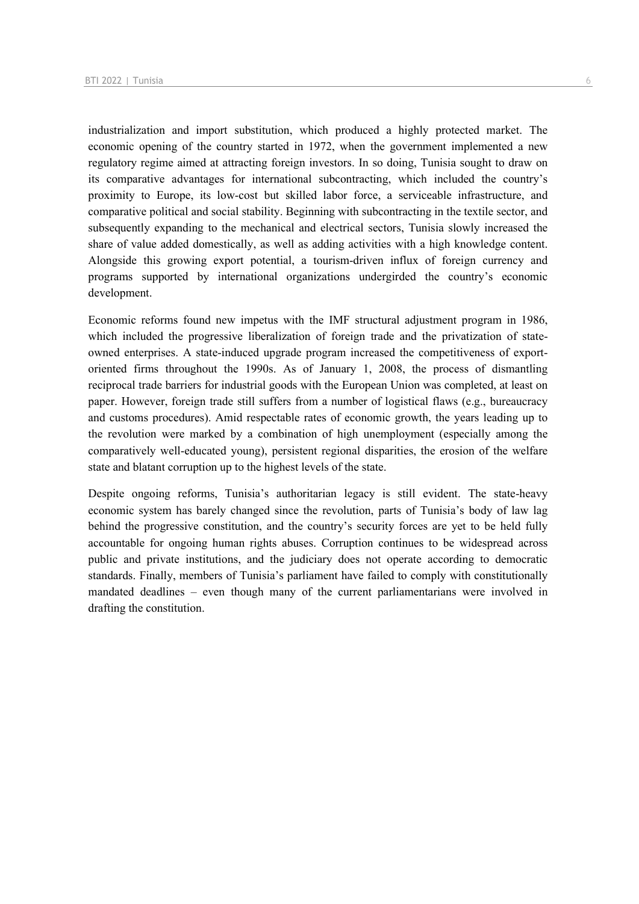industrialization and import substitution, which produced a highly protected market. The economic opening of the country started in 1972, when the government implemented a new regulatory regime aimed at attracting foreign investors. In so doing, Tunisia sought to draw on its comparative advantages for international subcontracting, which included the country's proximity to Europe, its low-cost but skilled labor force, a serviceable infrastructure, and comparative political and social stability. Beginning with subcontracting in the textile sector, and subsequently expanding to the mechanical and electrical sectors, Tunisia slowly increased the share of value added domestically, as well as adding activities with a high knowledge content. Alongside this growing export potential, a tourism-driven influx of foreign currency and programs supported by international organizations undergirded the country's economic development.

Economic reforms found new impetus with the IMF structural adjustment program in 1986, which included the progressive liberalization of foreign trade and the privatization of state-owned enterprises. A state-induced upgrade program increased the competitiveness of export-oriented firms throughout the 1990s. As of January 1, 2008, the process of dismantling reciprocal trade barriers for industrial goods with the European Union was completed, at least on paper. However, foreign trade still suffers from a number of logistical flaws (e.g., bureaucracy and customs procedures). Amid respectable rates of economic growth, the years leading up to the revolution were marked by a combination of high unemployment (especially among the comparatively well-educated young), persistent regional disparities, the erosion of the welfare state and blatant corruption up to the highest levels of the state.

Despite ongoing reforms, Tunisia's authoritarian legacy is still evident. The state-heavy economic system has barely changed since the revolution, parts of Tunisia's body of law lag behind the progressive constitution, and the country's security forces are yet to be held fully accountable for ongoing human rights abuses. Corruption continues to be widespread across public and private institutions, and the judiciary does not operate according to democratic standards. Finally, members of Tunisia's parliament have failed to comply with constitutionally mandated deadlines – even though many of the current parliamentarians were involved in drafting the constitution.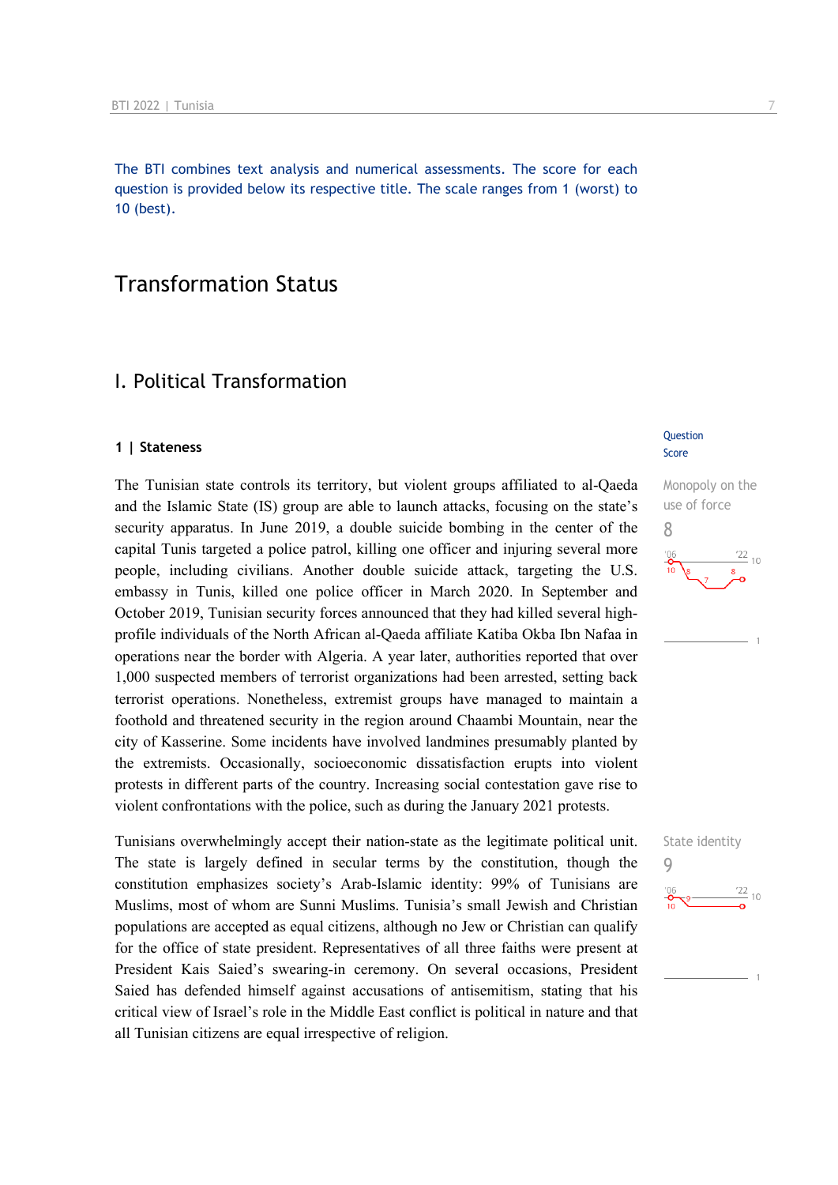The BTI combines text analysis and numerical assessments. The score for each question is provided below its respective title. The scale ranges from 1 (worst) to 10 (best).

# Transformation Status

## I. Political Transformation

### 1 | Stateness

Question
Score

Monopoly on the use of force
8

The Tunisian state controls its territory, but violent groups affiliated to al-Qaeda and the Islamic State (IS) group are able to launch attacks, focusing on the state's security apparatus. In June 2019, a double suicide bombing in the center of the capital Tunis targeted a police patrol, killing one officer and injuring several more people, including civilians. Another double suicide attack, targeting the U.S. embassy in Tunis, killed one police officer in March 2020. In September and October 2019, Tunisian security forces announced that they had killed several high-profile individuals of the North African al-Qaeda affiliate Katiba Okba Ibn Nafaa in operations near the border with Algeria. A year later, authorities reported that over 1,000 suspected members of terrorist organizations had been arrested, setting back terrorist operations. Nonetheless, extremist groups have managed to maintain a foothold and threatened security in the region around Chaambi Mountain, near the city of Kasserine. Some incidents have involved landmines presumably planted by the extremists. Occasionally, socioeconomic dissatisfaction erupts into violent protests in different parts of the country. Increasing social contestation gave rise to violent confrontations with the police, such as during the January 2021 protests.

State identity
9

Tunisians overwhelmingly accept their nation-state as the legitimate political unit. The state is largely defined in secular terms by the constitution, though the constitution emphasizes society's Arab-Islamic identity: 99% of Tunisians are Muslims, most of whom are Sunni Muslims. Tunisia's small Jewish and Christian populations are accepted as equal citizens, although no Jew or Christian can qualify for the office of state president. Representatives of all three faiths were present at President Kais Saied's swearing-in ceremony. On several occasions, President Saied has defended himself against accusations of antisemitism, stating that his critical view of Israel's role in the Middle East conflict is political in nature and that all Tunisian citizens are equal irrespective of religion.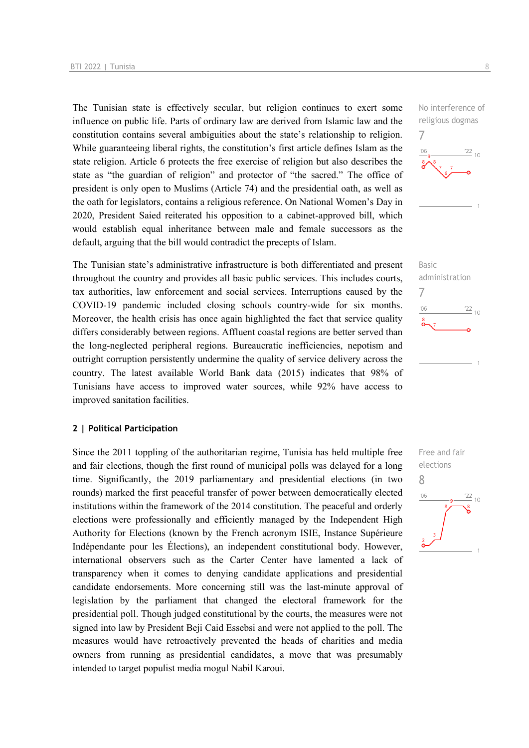The Tunisian state is effectively secular, but religion continues to exert some influence on public life. Parts of ordinary law are derived from Islamic law and the constitution contains several ambiguities about the state's relationship to religion. While guaranteeing liberal rights, the constitution's first article defines Islam as the state religion. Article 6 protects the free exercise of religion but also describes the state as "the guardian of religion" and protector of "the sacred." The office of president is only open to Muslims (Article 74) and the presidential oath, as well as the oath for legislators, contains a religious reference. On National Women's Day in 2020, President Saied reiterated his opposition to a cabinet-approved bill, which would establish equal inheritance between male and female successors as the default, arguing that the bill would contradict the precepts of Islam.

No interference of religious dogmas
7

The Tunisian state's administrative infrastructure is both differentiated and present throughout the country and provides all basic public services. This includes courts, tax authorities, law enforcement and social services. Interruptions caused by the COVID-19 pandemic included closing schools country-wide for six months. Moreover, the health crisis has once again highlighted the fact that service quality differs considerably between regions. Affluent coastal regions are better served than the long-neglected peripheral regions. Bureaucratic inefficiencies, nepotism and outright corruption persistently undermine the quality of service delivery across the country. The latest available World Bank data (2015) indicates that 98% of Tunisians have access to improved water sources, while 92% have access to improved sanitation facilities.

Basic administration
7

## 2 | Political Participation

Since the 2011 toppling of the authoritarian regime, Tunisia has held multiple free and fair elections, though the first round of municipal polls was delayed for a long time. Significantly, the 2019 parliamentary and presidential elections (in two rounds) marked the first peaceful transfer of power between democratically elected institutions within the framework of the 2014 constitution. The peaceful and orderly elections were professionally and efficiently managed by the Independent High Authority for Elections (known by the French acronym ISIE, Instance Supérieure Indépendante pour les Élections), an independent constitutional body. However, international observers such as the Carter Center have lamented a lack of transparency when it comes to denying candidate applications and presidential candidate endorsements. More concerning still was the last-minute approval of legislation by the parliament that changed the electoral framework for the presidential poll. Though judged constitutional by the courts, the measures were not signed into law by President Beji Caid Essebsi and were not applied to the poll. The measures would have retroactively prevented the heads of charities and media owners from running as presidential candidates, a move that was presumably intended to target populist media mogul Nabil Karoui.

Free and fair elections
8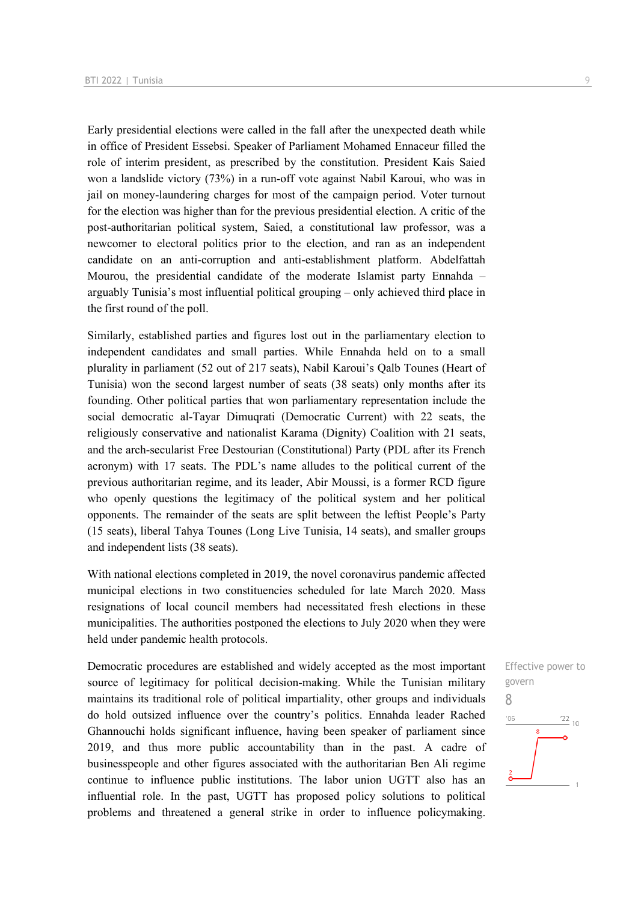Early presidential elections were called in the fall after the unexpected death while in office of President Essebsi. Speaker of Parliament Mohamed Ennaceur filled the role of interim president, as prescribed by the constitution. President Kais Saied won a landslide victory (73%) in a run-off vote against Nabil Karoui, who was in jail on money-laundering charges for most of the campaign period. Voter turnout for the election was higher than for the previous presidential election. A critic of the post-authoritarian political system, Saied, a constitutional law professor, was a newcomer to electoral politics prior to the election, and ran as an independent candidate on an anti-corruption and anti-establishment platform. Abdelfattah Mourou, the presidential candidate of the moderate Islamist party Ennahda – arguably Tunisia's most influential political grouping – only achieved third place in the first round of the poll.

Similarly, established parties and figures lost out in the parliamentary election to independent candidates and small parties. While Ennahda held on to a small plurality in parliament (52 out of 217 seats), Nabil Karoui's Qalb Tounes (Heart of Tunisia) won the second largest number of seats (38 seats) only months after its founding. Other political parties that won parliamentary representation include the social democratic al-Tayar Dimuqrati (Democratic Current) with 22 seats, the religiously conservative and nationalist Karama (Dignity) Coalition with 21 seats, and the arch-secularist Free Destourian (Constitutional) Party (PDL after its French acronym) with 17 seats. The PDL's name alludes to the political current of the previous authoritarian regime, and its leader, Abir Moussi, is a former RCD figure who openly questions the legitimacy of the political system and her political opponents. The remainder of the seats are split between the leftist People's Party (15 seats), liberal Tahya Tounes (Long Live Tunisia, 14 seats), and smaller groups and independent lists (38 seats).

With national elections completed in 2019, the novel coronavirus pandemic affected municipal elections in two constituencies scheduled for late March 2020. Mass resignations of local council members had necessitated fresh elections in these municipalities. The authorities postponed the elections to July 2020 when they were held under pandemic health protocols.

Effective power to govern

8

Democratic procedures are established and widely accepted as the most important source of legitimacy for political decision-making. While the Tunisian military maintains its traditional role of political impartiality, other groups and individuals do hold outsized influence over the country's politics. Ennahda leader Rached Ghannouchi holds significant influence, having been speaker of parliament since 2019, and thus more public accountability than in the past. A cadre of businesspeople and other figures associated with the authoritarian Ben Ali regime continue to influence public institutions. The labor union UGTT also has an influential role. In the past, UGTT has proposed policy solutions to political problems and threatened a general strike in order to influence policymaking.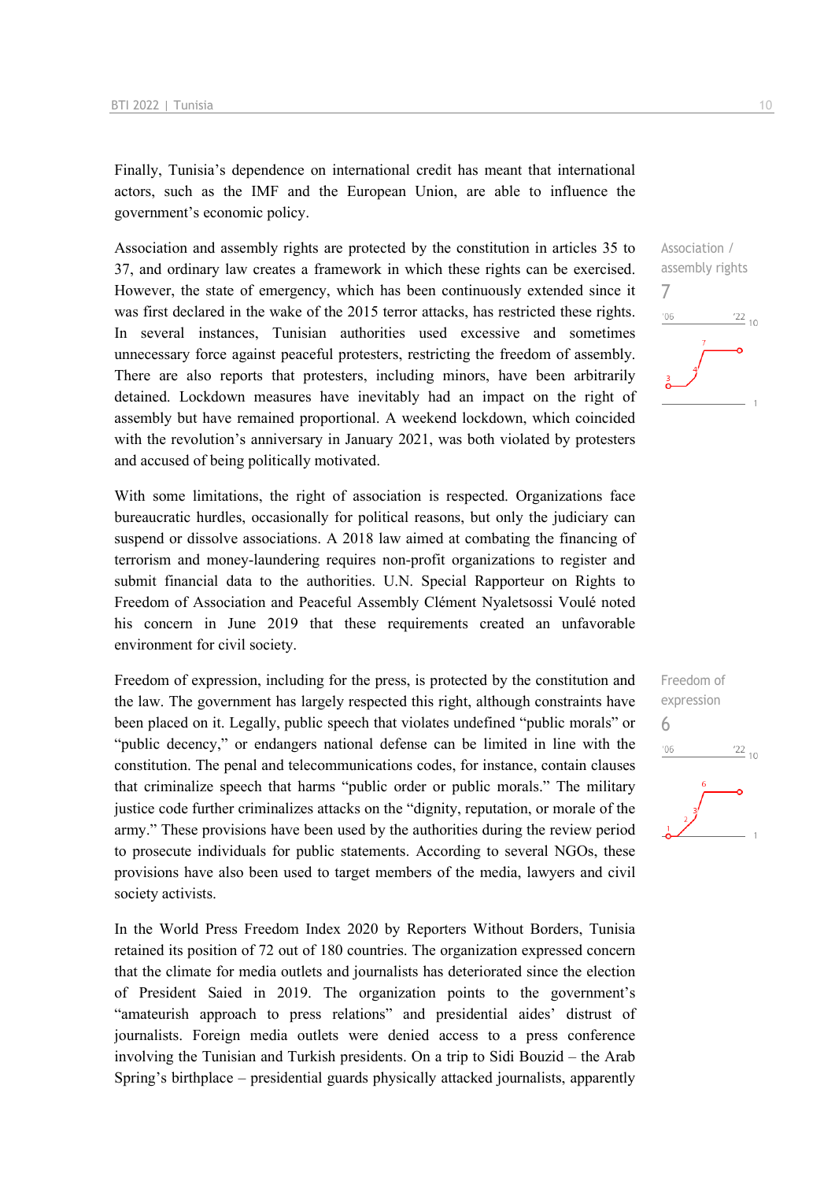Finally, Tunisia's dependence on international credit has meant that international actors, such as the IMF and the European Union, are able to influence the government's economic policy.

Association and assembly rights are protected by the constitution in articles 35 to 37, and ordinary law creates a framework in which these rights can be exercised. However, the state of emergency, which has been continuously extended since it was first declared in the wake of the 2015 terror attacks, has restricted these rights. In several instances, Tunisian authorities used excessive and sometimes unnecessary force against peaceful protesters, restricting the freedom of assembly. There are also reports that protesters, including minors, have been arbitrarily detained. Lockdown measures have inevitably had an impact on the right of assembly but have remained proportional. A weekend lockdown, which coincided with the revolution's anniversary in January 2021, was both violated by protesters and accused of being politically motivated.

Association / assembly rights
7

With some limitations, the right of association is respected. Organizations face bureaucratic hurdles, occasionally for political reasons, but only the judiciary can suspend or dissolve associations. A 2018 law aimed at combating the financing of terrorism and money-laundering requires non-profit organizations to register and submit financial data to the authorities. U.N. Special Rapporteur on Rights to Freedom of Association and Peaceful Assembly Clément Nyaletsossi Voulé noted his concern in June 2019 that these requirements created an unfavorable environment for civil society.

Freedom of expression, including for the press, is protected by the constitution and the law. The government has largely respected this right, although constraints have been placed on it. Legally, public speech that violates undefined "public morals" or "public decency," or endangers national defense can be limited in line with the constitution. The penal and telecommunications codes, for instance, contain clauses that criminalize speech that harms "public order or public morals." The military justice code further criminalizes attacks on the "dignity, reputation, or morale of the army." These provisions have been used by the authorities during the review period to prosecute individuals for public statements. According to several NGOs, these provisions have also been used to target members of the media, lawyers and civil society activists.

Freedom of expression
6

In the World Press Freedom Index 2020 by Reporters Without Borders, Tunisia retained its position of 72 out of 180 countries. The organization expressed concern that the climate for media outlets and journalists has deteriorated since the election of President Saied in 2019. The organization points to the government's "amateurish approach to press relations" and presidential aides' distrust of journalists. Foreign media outlets were denied access to a press conference involving the Tunisian and Turkish presidents. On a trip to Sidi Bouzid – the Arab Spring's birthplace – presidential guards physically attacked journalists, apparently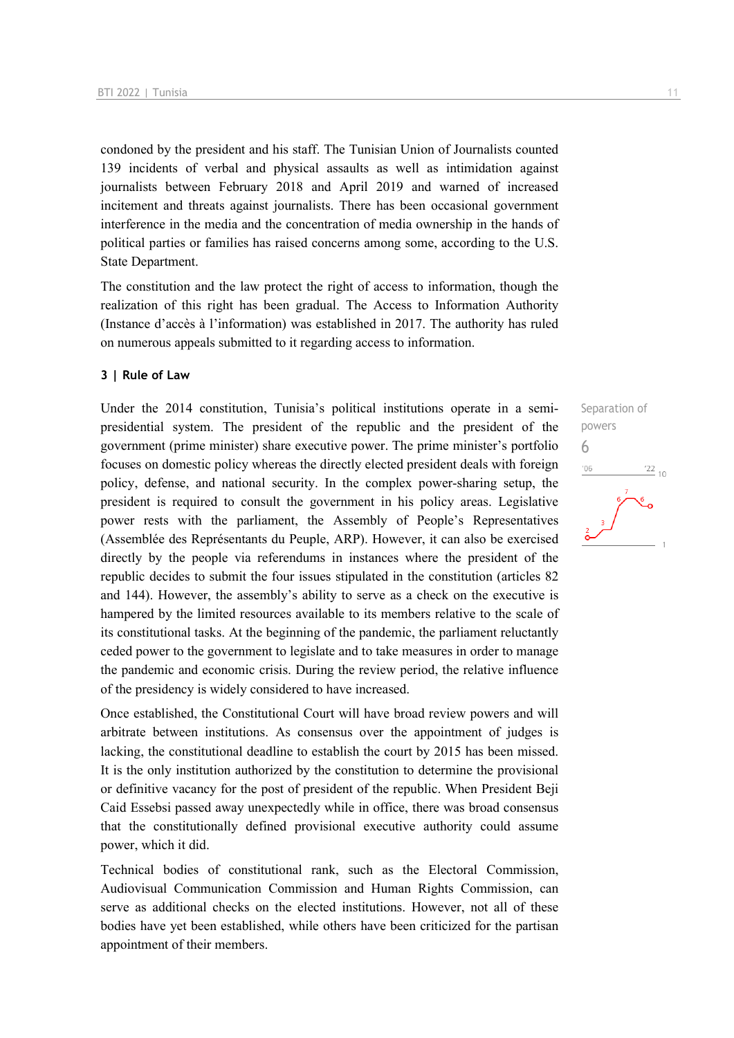condoned by the president and his staff. The Tunisian Union of Journalists counted 139 incidents of verbal and physical assaults as well as intimidation against journalists between February 2018 and April 2019 and warned of increased incitement and threats against journalists. There has been occasional government interference in the media and the concentration of media ownership in the hands of political parties or families has raised concerns among some, according to the U.S. State Department.

The constitution and the law protect the right of access to information, though the realization of this right has been gradual. The Access to Information Authority (Instance d'accès à l'information) was established in 2017. The authority has ruled on numerous appeals submitted to it regarding access to information.

### 3 | Rule of Law

Separation of powers
6

Under the 2014 constitution, Tunisia's political institutions operate in a semi-presidential system. The president of the republic and the president of the government (prime minister) share executive power. The prime minister's portfolio focuses on domestic policy whereas the directly elected president deals with foreign policy, defense, and national security. In the complex power-sharing setup, the president is required to consult the government in his policy areas. Legislative power rests with the parliament, the Assembly of People's Representatives (Assemblée des Représentants du Peuple, ARP). However, it can also be exercised directly by the people via referendums in instances where the president of the republic decides to submit the four issues stipulated in the constitution (articles 82 and 144). However, the assembly's ability to serve as a check on the executive is hampered by the limited resources available to its members relative to the scale of its constitutional tasks. At the beginning of the pandemic, the parliament reluctantly ceded power to the government to legislate and to take measures in order to manage the pandemic and economic crisis. During the review period, the relative influence of the presidency is widely considered to have increased.

Once established, the Constitutional Court will have broad review powers and will arbitrate between institutions. As consensus over the appointment of judges is lacking, the constitutional deadline to establish the court by 2015 has been missed. It is the only institution authorized by the constitution to determine the provisional or definitive vacancy for the post of president of the republic. When President Beji Caid Essebsi passed away unexpectedly while in office, there was broad consensus that the constitutionally defined provisional executive authority could assume power, which it did.

Technical bodies of constitutional rank, such as the Electoral Commission, Audiovisual Communication Commission and Human Rights Commission, can serve as additional checks on the elected institutions. However, not all of these bodies have yet been established, while others have been criticized for the partisan appointment of their members.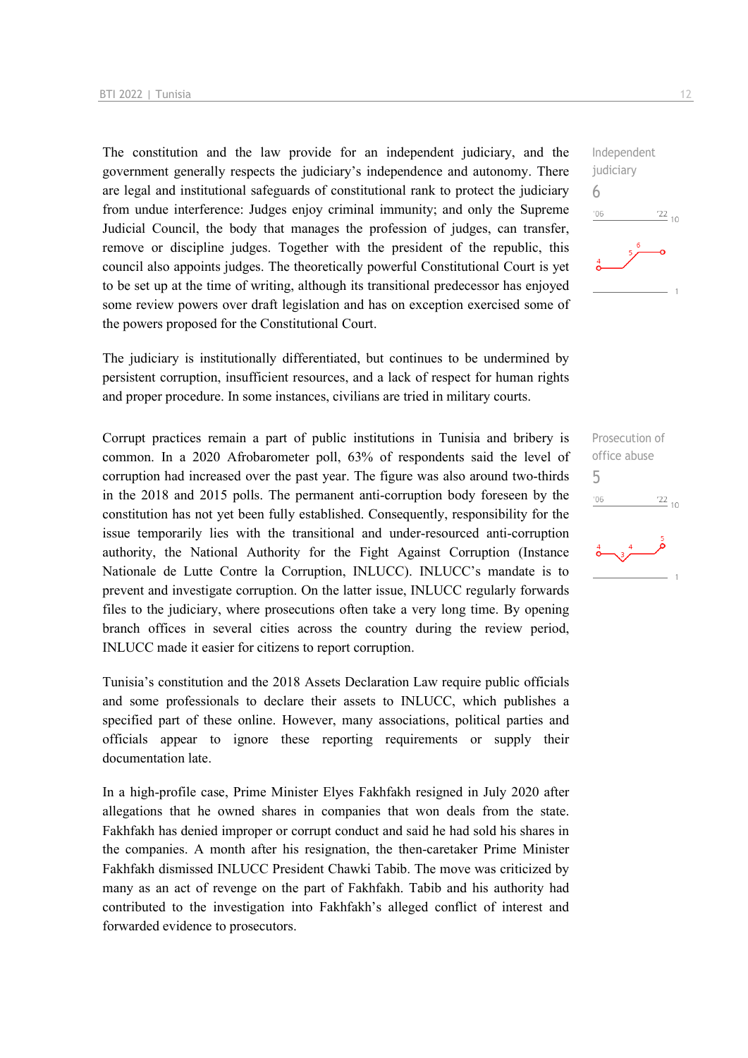The constitution and the law provide for an independent judiciary, and the government generally respects the judiciary's independence and autonomy. There are legal and institutional safeguards of constitutional rank to protect the judiciary from undue interference: Judges enjoy criminal immunity; and only the Supreme Judicial Council, the body that manages the profession of judges, can transfer, remove or discipline judges. Together with the president of the republic, this council also appoints judges. The theoretically powerful Constitutional Court is yet to be set up at the time of writing, although its transitional predecessor has enjoyed some review powers over draft legislation and has on exception exercised some of the powers proposed for the Constitutional Court.

Independent judiciary
6

The judiciary is institutionally differentiated, but continues to be undermined by persistent corruption, insufficient resources, and a lack of respect for human rights and proper procedure. In some instances, civilians are tried in military courts.

Corrupt practices remain a part of public institutions in Tunisia and bribery is common. In a 2020 Afrobarometer poll, 63% of respondents said the level of corruption had increased over the past year. The figure was also around two-thirds in the 2018 and 2015 polls. The permanent anti-corruption body foreseen by the constitution has not yet been fully established. Consequently, responsibility for the issue temporarily lies with the transitional and under-resourced anti-corruption authority, the National Authority for the Fight Against Corruption (Instance Nationale de Lutte Contre la Corruption, INLUCC). INLUCC's mandate is to prevent and investigate corruption. On the latter issue, INLUCC regularly forwards files to the judiciary, where prosecutions often take a very long time. By opening branch offices in several cities across the country during the review period, INLUCC made it easier for citizens to report corruption.

Prosecution of office abuse
5

Tunisia's constitution and the 2018 Assets Declaration Law require public officials and some professionals to declare their assets to INLUCC, which publishes a specified part of these online. However, many associations, political parties and officials appear to ignore these reporting requirements or supply their documentation late.

In a high-profile case, Prime Minister Elyes Fakhfakh resigned in July 2020 after allegations that he owned shares in companies that won deals from the state. Fakhfakh has denied improper or corrupt conduct and said he had sold his shares in the companies. A month after his resignation, the then-caretaker Prime Minister Fakhfakh dismissed INLUCC President Chawki Tabib. The move was criticized by many as an act of revenge on the part of Fakhfakh. Tabib and his authority had contributed to the investigation into Fakhfakh's alleged conflict of interest and forwarded evidence to prosecutors.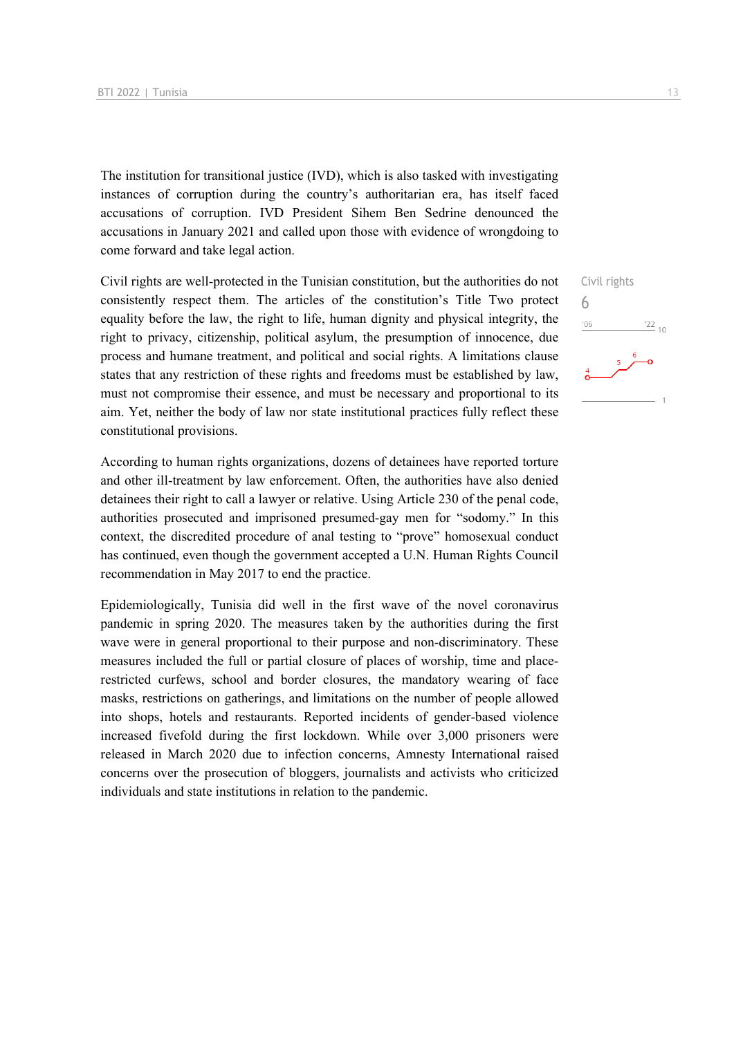The institution for transitional justice (IVD), which is also tasked with investigating instances of corruption during the country's authoritarian era, has itself faced accusations of corruption. IVD President Sihem Ben Sedrine denounced the accusations in January 2021 and called upon those with evidence of wrongdoing to come forward and take legal action.

Civil rights
6

Civil rights are well-protected in the Tunisian constitution, but the authorities do not consistently respect them. The articles of the constitution's Title Two protect equality before the law, the right to life, human dignity and physical integrity, the right to privacy, citizenship, political asylum, the presumption of innocence, due process and humane treatment, and political and social rights. A limitations clause states that any restriction of these rights and freedoms must be established by law, must not compromise their essence, and must be necessary and proportional to its aim. Yet, neither the body of law nor state institutional practices fully reflect these constitutional provisions.

According to human rights organizations, dozens of detainees have reported torture and other ill-treatment by law enforcement. Often, the authorities have also denied detainees their right to call a lawyer or relative. Using Article 230 of the penal code, authorities prosecuted and imprisoned presumed-gay men for "sodomy." In this context, the discredited procedure of anal testing to "prove" homosexual conduct has continued, even though the government accepted a U.N. Human Rights Council recommendation in May 2017 to end the practice.

Epidemiologically, Tunisia did well in the first wave of the novel coronavirus pandemic in spring 2020. The measures taken by the authorities during the first wave were in general proportional to their purpose and non-discriminatory. These measures included the full or partial closure of places of worship, time and place-restricted curfews, school and border closures, the mandatory wearing of face masks, restrictions on gatherings, and limitations on the number of people allowed into shops, hotels and restaurants. Reported incidents of gender-based violence increased fivefold during the first lockdown. While over 3,000 prisoners were released in March 2020 due to infection concerns, Amnesty International raised concerns over the prosecution of bloggers, journalists and activists who criticized individuals and state institutions in relation to the pandemic.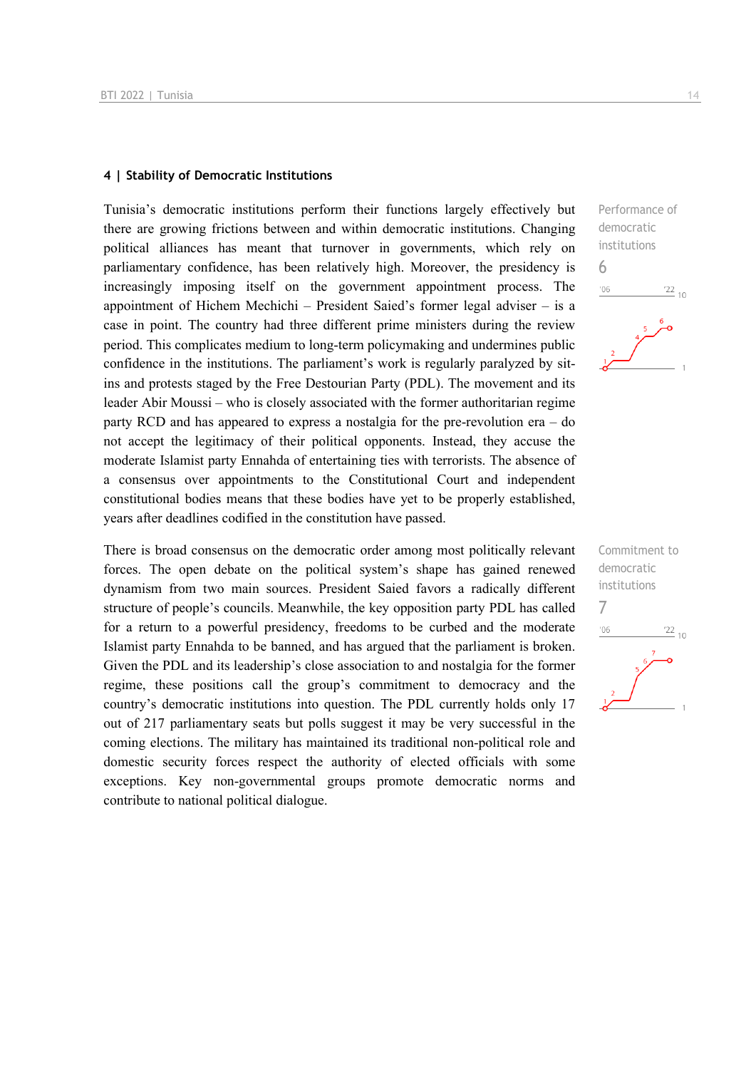## 4 | Stability of Democratic Institutions

Performance of democratic institutions

6

Tunisia's democratic institutions perform their functions largely effectively but there are growing frictions between and within democratic institutions. Changing political alliances has meant that turnover in governments, which rely on parliamentary confidence, has been relatively high. Moreover, the presidency is increasingly imposing itself on the government appointment process. The appointment of Hichem Mechichi – President Saied's former legal adviser – is a case in point. The country had three different prime ministers during the review period. This complicates medium to long-term policymaking and undermines public confidence in the institutions. The parliament's work is regularly paralyzed by sit-ins and protests staged by the Free Destourian Party (PDL). The movement and its leader Abir Moussi – who is closely associated with the former authoritarian regime party RCD and has appeared to express a nostalgia for the pre-revolution era – do not accept the legitimacy of their political opponents. Instead, they accuse the moderate Islamist party Ennahda of entertaining ties with terrorists. The absence of a consensus over appointments to the Constitutional Court and independent constitutional bodies means that these bodies have yet to be properly established, years after deadlines codified in the constitution have passed.

Commitment to democratic institutions

7

There is broad consensus on the democratic order among most politically relevant forces. The open debate on the political system's shape has gained renewed dynamism from two main sources. President Saied favors a radically different structure of people's councils. Meanwhile, the key opposition party PDL has called for a return to a powerful presidency, freedoms to be curbed and the moderate Islamist party Ennahda to be banned, and has argued that the parliament is broken. Given the PDL and its leadership's close association to and nostalgia for the former regime, these positions call the group's commitment to democracy and the country's democratic institutions into question. The PDL currently holds only 17 out of 217 parliamentary seats but polls suggest it may be very successful in the coming elections. The military has maintained its traditional non-political role and domestic security forces respect the authority of elected officials with some exceptions. Key non-governmental groups promote democratic norms and contribute to national political dialogue.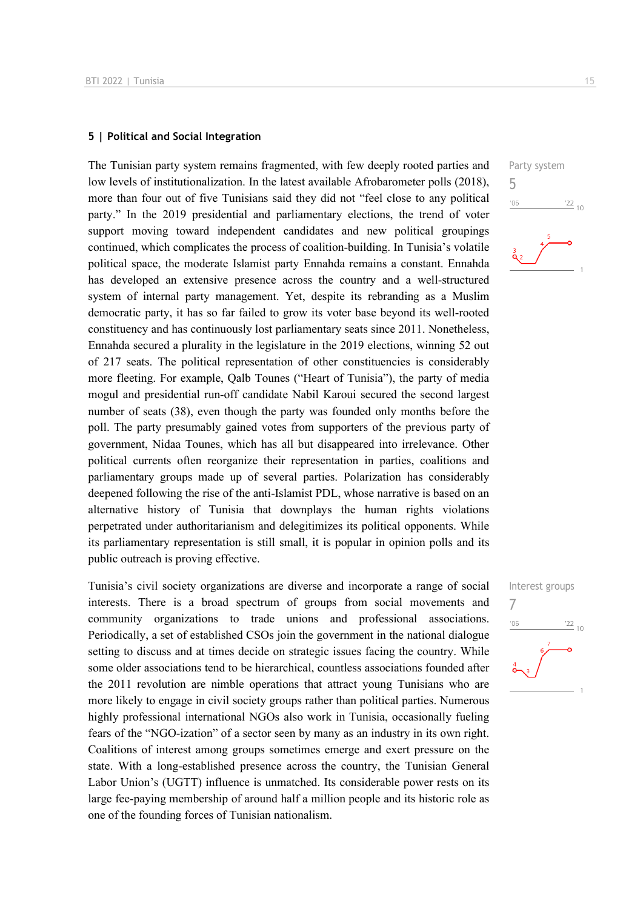## 5 | Political and Social Integration

The Tunisian party system remains fragmented, with few deeply rooted parties and low levels of institutionalization. In the latest available Afrobarometer polls (2018), more than four out of five Tunisians said they did not "feel close to any political party." In the 2019 presidential and parliamentary elections, the trend of voter support moving toward independent candidates and new political groupings continued, which complicates the process of coalition-building. In Tunisia's volatile political space, the moderate Islamist party Ennahda remains a constant. Ennahda has developed an extensive presence across the country and a well-structured system of internal party management. Yet, despite its rebranding as a Muslim democratic party, it has so far failed to grow its voter base beyond its well-rooted constituency and has continuously lost parliamentary seats since 2011. Nonetheless, Ennahda secured a plurality in the legislature in the 2019 elections, winning 52 out of 217 seats. The political representation of other constituencies is considerably more fleeting. For example, Qalb Tounes ("Heart of Tunisia"), the party of media mogul and presidential run-off candidate Nabil Karoui secured the second largest number of seats (38), even though the party was founded only months before the poll. The party presumably gained votes from supporters of the previous party of government, Nidaa Tounes, which has all but disappeared into irrelevance. Other political currents often reorganize their representation in parties, coalitions and parliamentary groups made up of several parties. Polarization has considerably deepened following the rise of the anti-Islamist PDL, whose narrative is based on an alternative history of Tunisia that downplays the human rights violations perpetrated under authoritarianism and delegitimizes its political opponents. While its parliamentary representation is still small, it is popular in opinion polls and its public outreach is proving effective.

Party system
5

Tunisia's civil society organizations are diverse and incorporate a range of social interests. There is a broad spectrum of groups from social movements and community organizations to trade unions and professional associations. Periodically, a set of established CSOs join the government in the national dialogue setting to discuss and at times decide on strategic issues facing the country. While some older associations tend to be hierarchical, countless associations founded after the 2011 revolution are nimble operations that attract young Tunisians who are more likely to engage in civil society groups rather than political parties. Numerous highly professional international NGOs also work in Tunisia, occasionally fueling fears of the "NGO-ization" of a sector seen by many as an industry in its own right. Coalitions of interest among groups sometimes emerge and exert pressure on the state. With a long-established presence across the country, the Tunisian General Labor Union's (UGTT) influence is unmatched. Its considerable power rests on its large fee-paying membership of around half a million people and its historic role as one of the founding forces of Tunisian nationalism.

Interest groups
7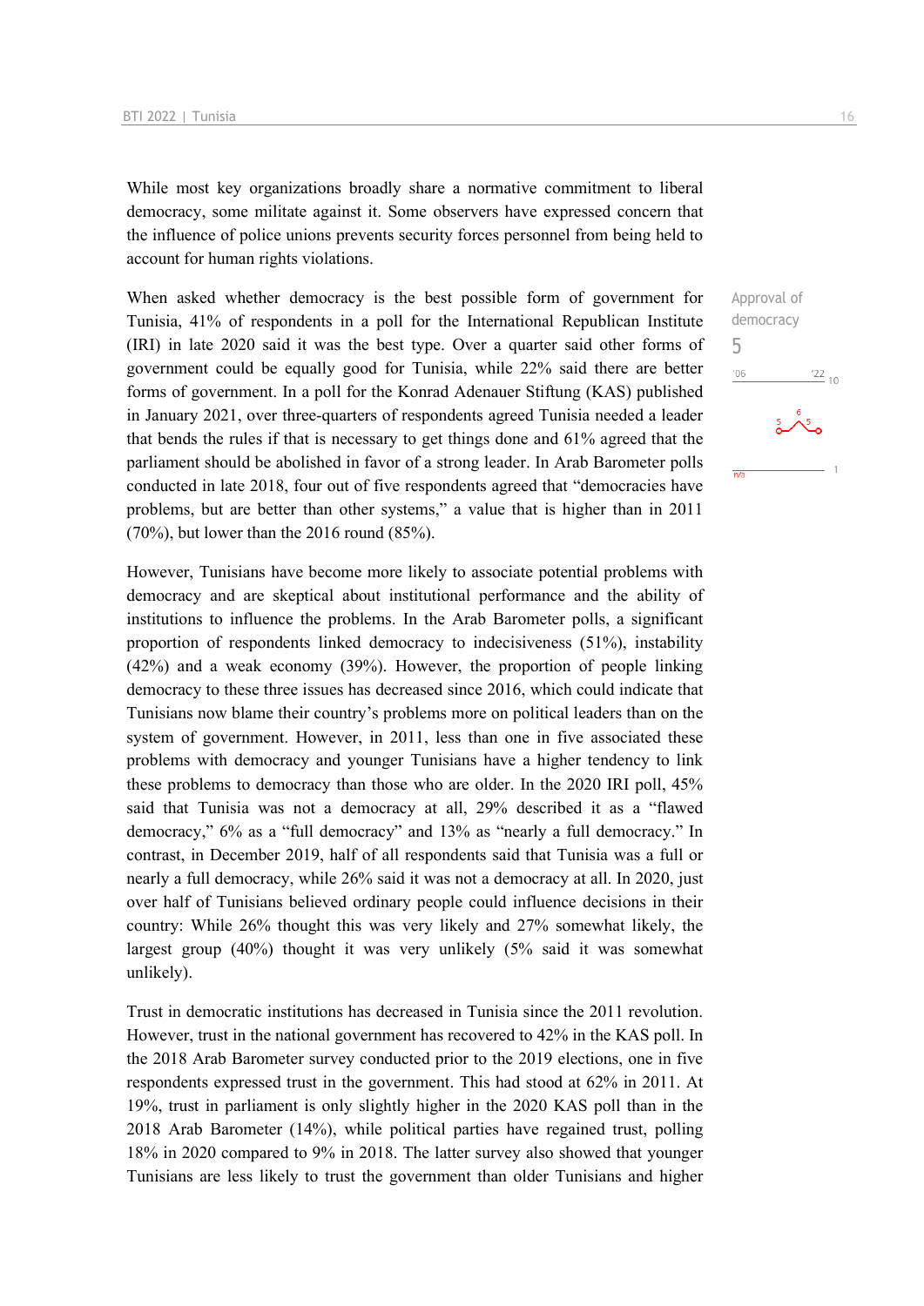While most key organizations broadly share a normative commitment to liberal democracy, some militate against it. Some observers have expressed concern that the influence of police unions prevents security forces personnel from being held to account for human rights violations.

When asked whether democracy is the best possible form of government for Tunisia, 41% of respondents in a poll for the International Republican Institute (IRI) in late 2020 said it was the best type. Over a quarter said other forms of government could be equally good for Tunisia, while 22% said there are better forms of government. In a poll for the Konrad Adenauer Stiftung (KAS) published in January 2021, over three-quarters of respondents agreed Tunisia needed a leader that bends the rules if that is necessary to get things done and 61% agreed that the parliament should be abolished in favor of a strong leader. In Arab Barometer polls conducted in late 2018, four out of five respondents agreed that "democracies have problems, but are better than other systems," a value that is higher than in 2011 (70%), but lower than the 2016 round (85%).

Approval of democracy
5

However, Tunisians have become more likely to associate potential problems with democracy and are skeptical about institutional performance and the ability of institutions to influence the problems. In the Arab Barometer polls, a significant proportion of respondents linked democracy to indecisiveness (51%), instability (42%) and a weak economy (39%). However, the proportion of people linking democracy to these three issues has decreased since 2016, which could indicate that Tunisians now blame their country's problems more on political leaders than on the system of government. However, in 2011, less than one in five associated these problems with democracy and younger Tunisians have a higher tendency to link these problems to democracy than those who are older. In the 2020 IRI poll, 45% said that Tunisia was not a democracy at all, 29% described it as a "flawed democracy," 6% as a "full democracy" and 13% as "nearly a full democracy." In contrast, in December 2019, half of all respondents said that Tunisia was a full or nearly a full democracy, while 26% said it was not a democracy at all. In 2020, just over half of Tunisians believed ordinary people could influence decisions in their country: While 26% thought this was very likely and 27% somewhat likely, the largest group (40%) thought it was very unlikely (5% said it was somewhat unlikely).

Trust in democratic institutions has decreased in Tunisia since the 2011 revolution. However, trust in the national government has recovered to 42% in the KAS poll. In the 2018 Arab Barometer survey conducted prior to the 2019 elections, one in five respondents expressed trust in the government. This had stood at 62% in 2011. At 19%, trust in parliament is only slightly higher in the 2020 KAS poll than in the 2018 Arab Barometer (14%), while political parties have regained trust, polling 18% in 2020 compared to 9% in 2018. The latter survey also showed that younger Tunisians are less likely to trust the government than older Tunisians and higher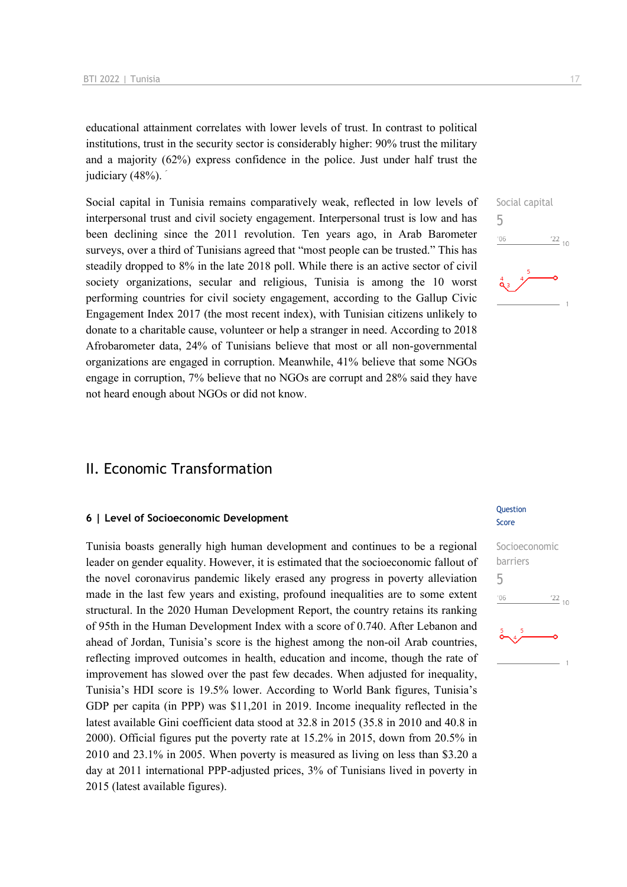educational attainment correlates with lower levels of trust. In contrast to political institutions, trust in the security sector is considerably higher: 90% trust the military and a majority (62%) express confidence in the police. Just under half trust the judiciary (48%).

Social capital in Tunisia remains comparatively weak, reflected in low levels of interpersonal trust and civil society engagement. Interpersonal trust is low and has been declining since the 2011 revolution. Ten years ago, in Arab Barometer surveys, over a third of Tunisians agreed that "most people can be trusted." This has steadily dropped to 8% in the late 2018 poll. While there is an active sector of civil society organizations, secular and religious, Tunisia is among the 10 worst performing countries for civil society engagement, according to the Gallup Civic Engagement Index 2017 (the most recent index), with Tunisian citizens unlikely to donate to a charitable cause, volunteer or help a stranger in need. According to 2018 Afrobarometer data, 24% of Tunisians believe that most or all non-governmental organizations are engaged in corruption. Meanwhile, 41% believe that some NGOs engage in corruption, 7% believe that no NGOs are corrupt and 28% said they have not heard enough about NGOs or did not know.

Social capital
5

## II. Economic Transformation

### 6 | Level of Socioeconomic Development

Question Score

Tunisia boasts generally high human development and continues to be a regional leader on gender equality. However, it is estimated that the socioeconomic fallout of the novel coronavirus pandemic likely erased any progress in poverty alleviation made in the last few years and existing, profound inequalities are to some extent structural. In the 2020 Human Development Report, the country retains its ranking of 95th in the Human Development Index with a score of 0.740. After Lebanon and ahead of Jordan, Tunisia's score is the highest among the non-oil Arab countries, reflecting improved outcomes in health, education and income, though the rate of improvement has slowed over the past few decades. When adjusted for inequality, Tunisia's HDI score is 19.5% lower. According to World Bank figures, Tunisia's GDP per capita (in PPP) was $11,201 in 2019. Income inequality reflected in the latest available Gini coefficient data stood at 32.8 in 2015 (35.8 in 2010 and 40.8 in 2000). Official figures put the poverty rate at 15.2% in 2015, down from 20.5% in 2010 and 23.1% in 2005. When poverty is measured as living on less than $3.20 a day at 2011 international PPP-adjusted prices, 3% of Tunisians lived in poverty in 2015 (latest available figures).

Socioeconomic barriers
5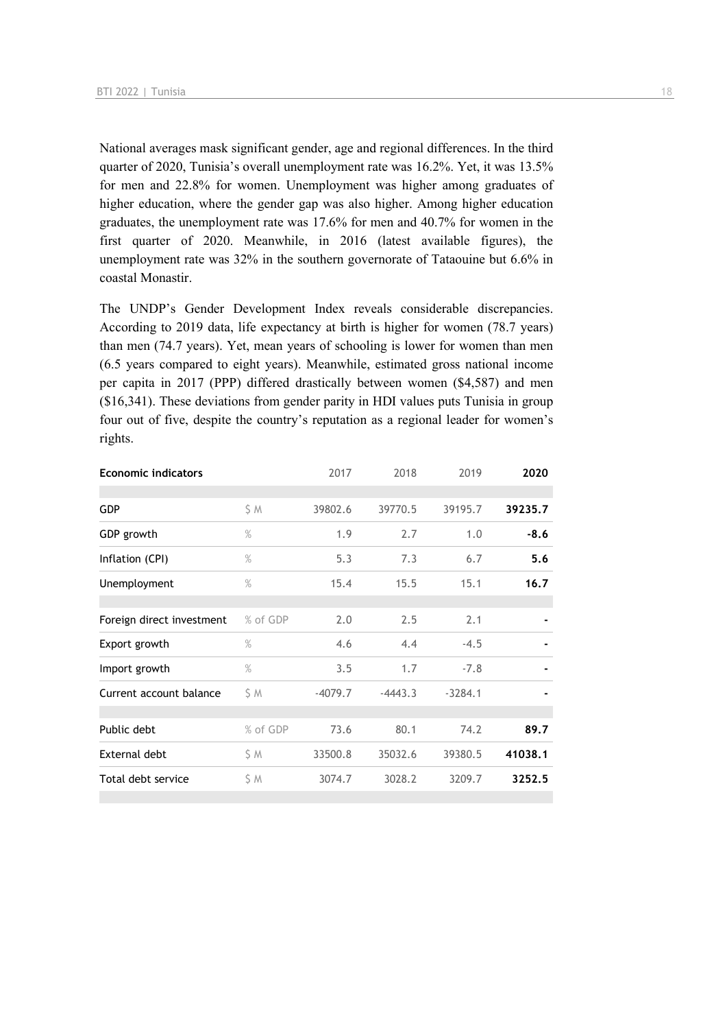National averages mask significant gender, age and regional differences. In the third quarter of 2020, Tunisia's overall unemployment rate was 16.2%. Yet, it was 13.5% for men and 22.8% for women. Unemployment was higher among graduates of higher education, where the gender gap was also higher. Among higher education graduates, the unemployment rate was 17.6% for men and 40.7% for women in the first quarter of 2020. Meanwhile, in 2016 (latest available figures), the unemployment rate was 32% in the southern governorate of Tataouine but 6.6% in coastal Monastir.

The UNDP's Gender Development Index reveals considerable discrepancies. According to 2019 data, life expectancy at birth is higher for women (78.7 years) than men (74.7 years). Yet, mean years of schooling is lower for women than men (6.5 years compared to eight years). Meanwhile, estimated gross national income per capita in 2017 (PPP) differed drastically between women ($4,587) and men ($16,341). These deviations from gender parity in HDI values puts Tunisia in group four out of five, despite the country's reputation as a regional leader for women's rights.

| **Economic indicators** | | 2017 | 2018 | 2019 | **2020** |
|---|---|---|---|---|---|
| GDP | $ M | 39802.6 | 39770.5 | 39195.7 | **39235.7** |
| GDP growth | % | 1.9 | 2.7 | 1.0 | **-8.6** |
| Inflation (CPI) | % | 5.3 | 7.3 | 6.7 | **5.6** |
| Unemployment | % | 15.4 | 15.5 | 15.1 | **16.7** |
| Foreign direct investment | % of GDP | 2.0 | 2.5 | 2.1 | - |
| Export growth | % | 4.6 | 4.4 | -4.5 | - |
| Import growth | % | 3.5 | 1.7 | -7.8 | - |
| Current account balance | $ M | -4079.7 | -4443.3 | -3284.1 | - |
| Public debt | % of GDP | 73.6 | 80.1 | 74.2 | **89.7** |
| External debt | $ M | 33500.8 | 35032.6 | 39380.5 | **41038.1** |
| Total debt service | $ M | 3074.7 | 3028.2 | 3209.7 | **3252.5** |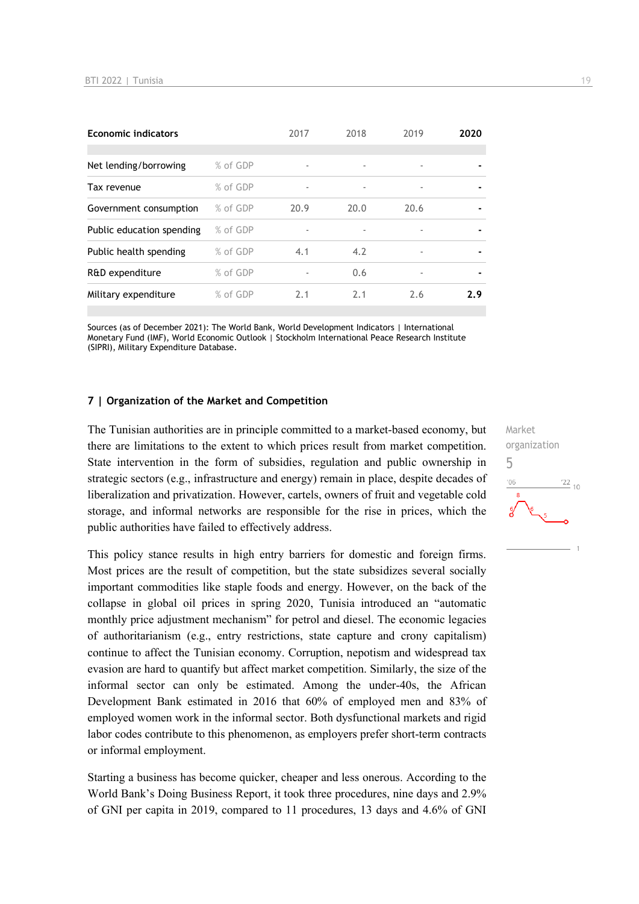| Economic indicators | | 2017 | 2018 | 2019 | 2020 |
|---|---|---|---|---|---|
| Net lending/borrowing | % of GDP | - | - | - | - |
| Tax revenue | % of GDP | - | - | - | - |
| Government consumption | % of GDP | 20.9 | 20.0 | 20.6 | - |
| Public education spending | % of GDP | - | - | - | - |
| Public health spending | % of GDP | 4.1 | 4.2 | - | - |
| R&D expenditure | % of GDP | - | 0.6 | - | - |
| Military expenditure | % of GDP | 2.1 | 2.1 | 2.6 | **2.9** |

Sources (as of December 2021): The World Bank, World Development Indicators | International Monetary Fund (IMF), World Economic Outlook | Stockholm International Peace Research Institute (SIPRI), Military Expenditure Database.

## 7 | Organization of the Market and Competition

Market organization
5

The Tunisian authorities are in principle committed to a market-based economy, but there are limitations to the extent to which prices result from market competition. State intervention in the form of subsidies, regulation and public ownership in strategic sectors (e.g., infrastructure and energy) remain in place, despite decades of liberalization and privatization. However, cartels, owners of fruit and vegetable cold storage, and informal networks are responsible for the rise in prices, which the public authorities have failed to effectively address.

This policy stance results in high entry barriers for domestic and foreign firms. Most prices are the result of competition, but the state subsidizes several socially important commodities like staple foods and energy. However, on the back of the collapse in global oil prices in spring 2020, Tunisia introduced an "automatic monthly price adjustment mechanism" for petrol and diesel. The economic legacies of authoritarianism (e.g., entry restrictions, state capture and crony capitalism) continue to affect the Tunisian economy. Corruption, nepotism and widespread tax evasion are hard to quantify but affect market competition. Similarly, the size of the informal sector can only be estimated. Among the under-40s, the African Development Bank estimated in 2016 that 60% of employed men and 83% of employed women work in the informal sector. Both dysfunctional markets and rigid labor codes contribute to this phenomenon, as employers prefer short-term contracts or informal employment.

Starting a business has become quicker, cheaper and less onerous. According to the World Bank's Doing Business Report, it took three procedures, nine days and 2.9% of GNI per capita in 2019, compared to 11 procedures, 13 days and 4.6% of GNI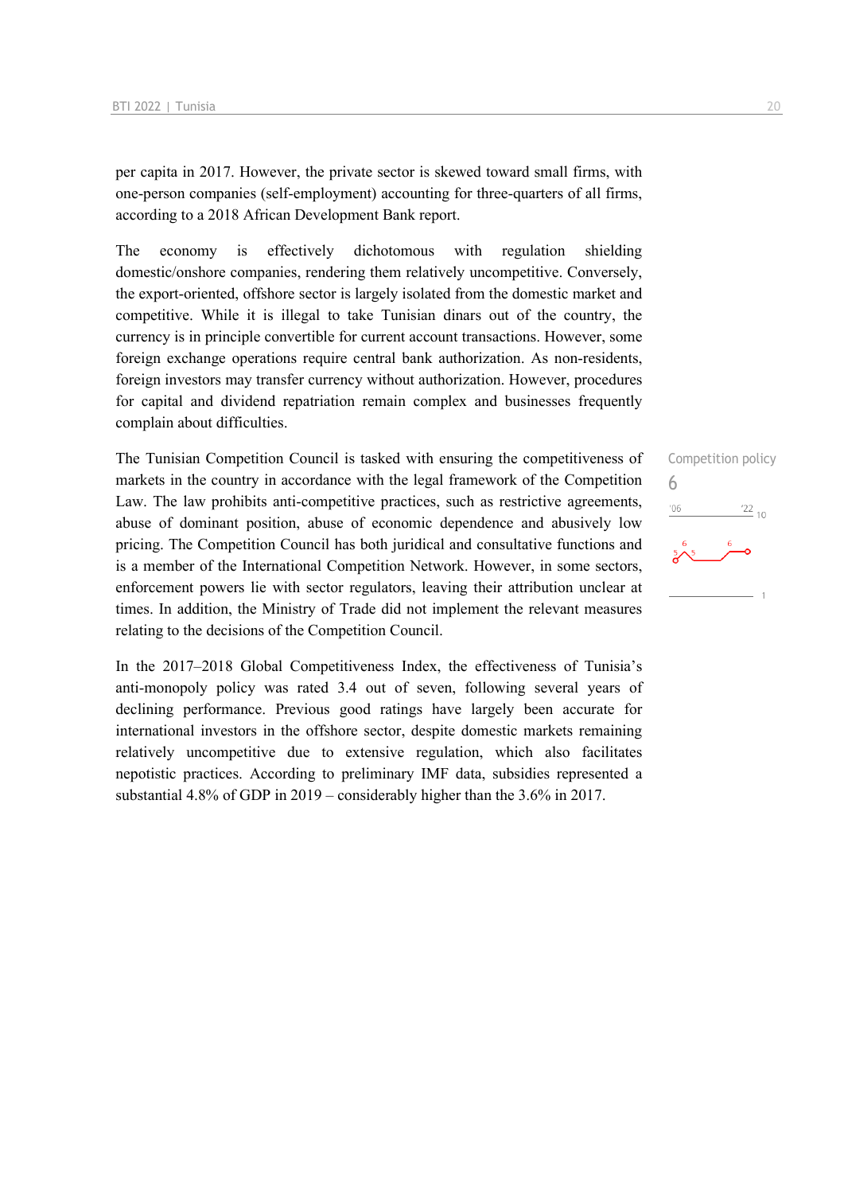per capita in 2017. However, the private sector is skewed toward small firms, with one-person companies (self-employment) accounting for three-quarters of all firms, according to a 2018 African Development Bank report.

The economy is effectively dichotomous with regulation shielding domestic/onshore companies, rendering them relatively uncompetitive. Conversely, the export-oriented, offshore sector is largely isolated from the domestic market and competitive. While it is illegal to take Tunisian dinars out of the country, the currency is in principle convertible for current account transactions. However, some foreign exchange operations require central bank authorization. As non-residents, foreign investors may transfer currency without authorization. However, procedures for capital and dividend repatriation remain complex and businesses frequently complain about difficulties.

Competition policy
6

The Tunisian Competition Council is tasked with ensuring the competitiveness of markets in the country in accordance with the legal framework of the Competition Law. The law prohibits anti-competitive practices, such as restrictive agreements, abuse of dominant position, abuse of economic dependence and abusively low pricing. The Competition Council has both juridical and consultative functions and is a member of the International Competition Network. However, in some sectors, enforcement powers lie with sector regulators, leaving their attribution unclear at times. In addition, the Ministry of Trade did not implement the relevant measures relating to the decisions of the Competition Council.

In the 2017–2018 Global Competitiveness Index, the effectiveness of Tunisia's anti-monopoly policy was rated 3.4 out of seven, following several years of declining performance. Previous good ratings have largely been accurate for international investors in the offshore sector, despite domestic markets remaining relatively uncompetitive due to extensive regulation, which also facilitates nepotistic practices. According to preliminary IMF data, subsidies represented a substantial 4.8% of GDP in 2019 – considerably higher than the 3.6% in 2017.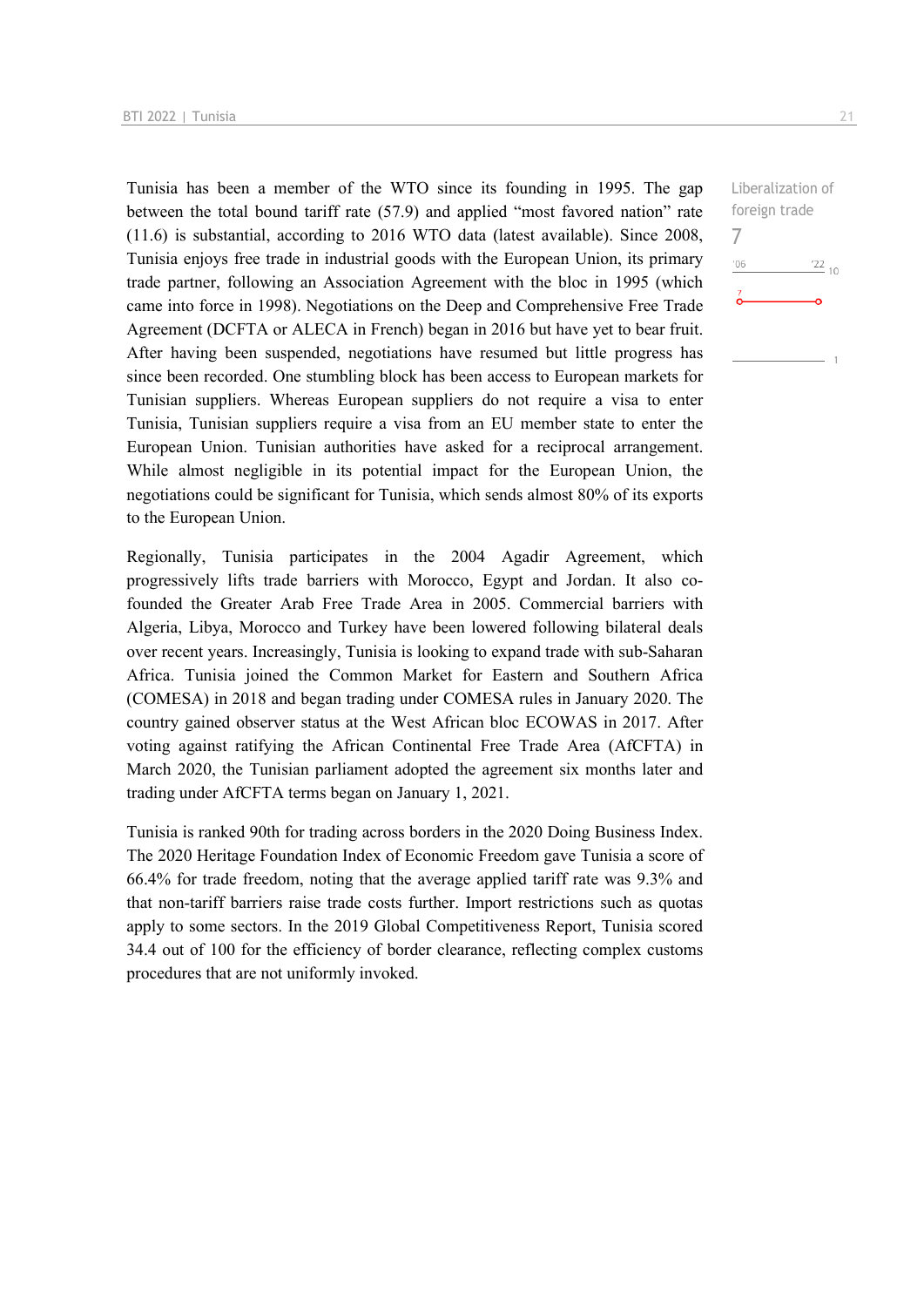Tunisia has been a member of the WTO since its founding in 1995. The gap between the total bound tariff rate (57.9) and applied "most favored nation" rate (11.6) is substantial, according to 2016 WTO data (latest available). Since 2008, Tunisia enjoys free trade in industrial goods with the European Union, its primary trade partner, following an Association Agreement with the bloc in 1995 (which came into force in 1998). Negotiations on the Deep and Comprehensive Free Trade Agreement (DCFTA or ALECA in French) began in 2016 but have yet to bear fruit. After having been suspended, negotiations have resumed but little progress has since been recorded. One stumbling block has been access to European markets for Tunisian suppliers. Whereas European suppliers do not require a visa to enter Tunisia, Tunisian suppliers require a visa from an EU member state to enter the European Union. Tunisian authorities have asked for a reciprocal arrangement. While almost negligible in its potential impact for the European Union, the negotiations could be significant for Tunisia, which sends almost 80% of its exports to the European Union.

Liberalization of foreign trade

7

Regionally, Tunisia participates in the 2004 Agadir Agreement, which progressively lifts trade barriers with Morocco, Egypt and Jordan. It also co-founded the Greater Arab Free Trade Area in 2005. Commercial barriers with Algeria, Libya, Morocco and Turkey have been lowered following bilateral deals over recent years. Increasingly, Tunisia is looking to expand trade with sub-Saharan Africa. Tunisia joined the Common Market for Eastern and Southern Africa (COMESA) in 2018 and began trading under COMESA rules in January 2020. The country gained observer status at the West African bloc ECOWAS in 2017. After voting against ratifying the African Continental Free Trade Area (AfCFTA) in March 2020, the Tunisian parliament adopted the agreement six months later and trading under AfCFTA terms began on January 1, 2021.

Tunisia is ranked 90th for trading across borders in the 2020 Doing Business Index. The 2020 Heritage Foundation Index of Economic Freedom gave Tunisia a score of 66.4% for trade freedom, noting that the average applied tariff rate was 9.3% and that non-tariff barriers raise trade costs further. Import restrictions such as quotas apply to some sectors. In the 2019 Global Competitiveness Report, Tunisia scored 34.4 out of 100 for the efficiency of border clearance, reflecting complex customs procedures that are not uniformly invoked.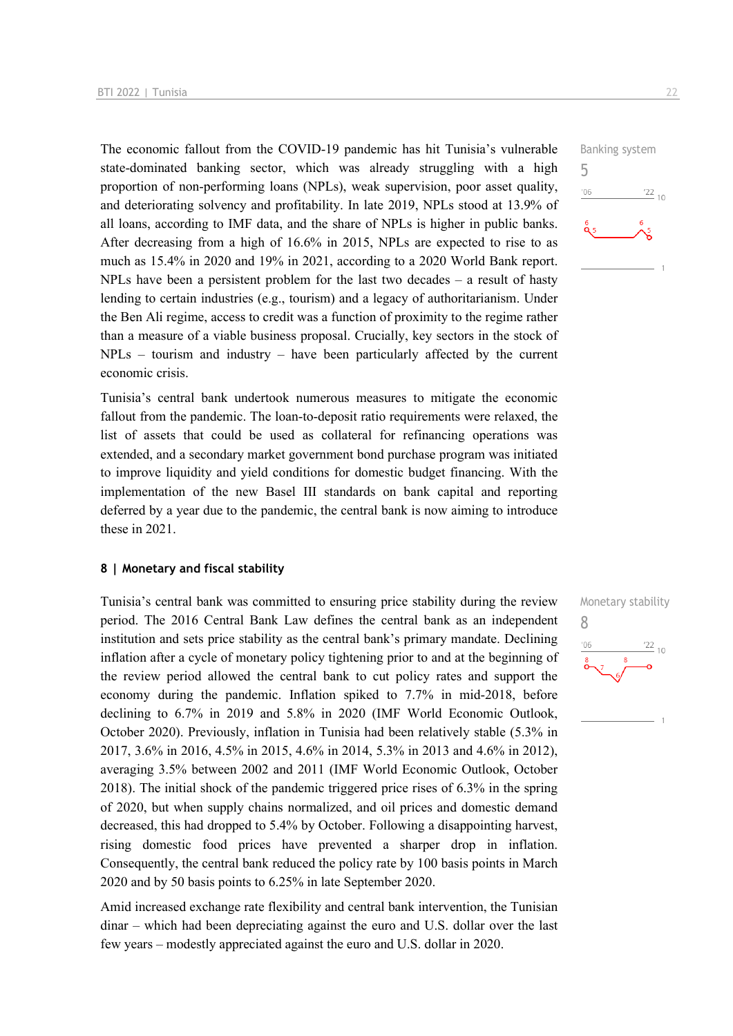The economic fallout from the COVID-19 pandemic has hit Tunisia's vulnerable state-dominated banking sector, which was already struggling with a high proportion of non-performing loans (NPLs), weak supervision, poor asset quality, and deteriorating solvency and profitability. In late 2019, NPLs stood at 13.9% of all loans, according to IMF data, and the share of NPLs is higher in public banks. After decreasing from a high of 16.6% in 2015, NPLs are expected to rise to as much as 15.4% in 2020 and 19% in 2021, according to a 2020 World Bank report. NPLs have been a persistent problem for the last two decades – a result of hasty lending to certain industries (e.g., tourism) and a legacy of authoritarianism. Under the Ben Ali regime, access to credit was a function of proximity to the regime rather than a measure of a viable business proposal. Crucially, key sectors in the stock of NPLs – tourism and industry – have been particularly affected by the current economic crisis.

Banking system
5

Tunisia's central bank undertook numerous measures to mitigate the economic fallout from the pandemic. The loan-to-deposit ratio requirements were relaxed, the list of assets that could be used as collateral for refinancing operations was extended, and a secondary market government bond purchase program was initiated to improve liquidity and yield conditions for domestic budget financing. With the implementation of the new Basel III standards on bank capital and reporting deferred by a year due to the pandemic, the central bank is now aiming to introduce these in 2021.

## 8 | Monetary and fiscal stability

Tunisia's central bank was committed to ensuring price stability during the review period. The 2016 Central Bank Law defines the central bank as an independent institution and sets price stability as the central bank's primary mandate. Declining inflation after a cycle of monetary policy tightening prior to and at the beginning of the review period allowed the central bank to cut policy rates and support the economy during the pandemic. Inflation spiked to 7.7% in mid-2018, before declining to 6.7% in 2019 and 5.8% in 2020 (IMF World Economic Outlook, October 2020). Previously, inflation in Tunisia had been relatively stable (5.3% in 2017, 3.6% in 2016, 4.5% in 2015, 4.6% in 2014, 5.3% in 2013 and 4.6% in 2012), averaging 3.5% between 2002 and 2011 (IMF World Economic Outlook, October 2018). The initial shock of the pandemic triggered price rises of 6.3% in the spring of 2020, but when supply chains normalized, and oil prices and domestic demand decreased, this had dropped to 5.4% by October. Following a disappointing harvest, rising domestic food prices have prevented a sharper drop in inflation. Consequently, the central bank reduced the policy rate by 100 basis points in March 2020 and by 50 basis points to 6.25% in late September 2020.

Monetary stability
8

Amid increased exchange rate flexibility and central bank intervention, the Tunisian dinar – which had been depreciating against the euro and U.S. dollar over the last few years – modestly appreciated against the euro and U.S. dollar in 2020.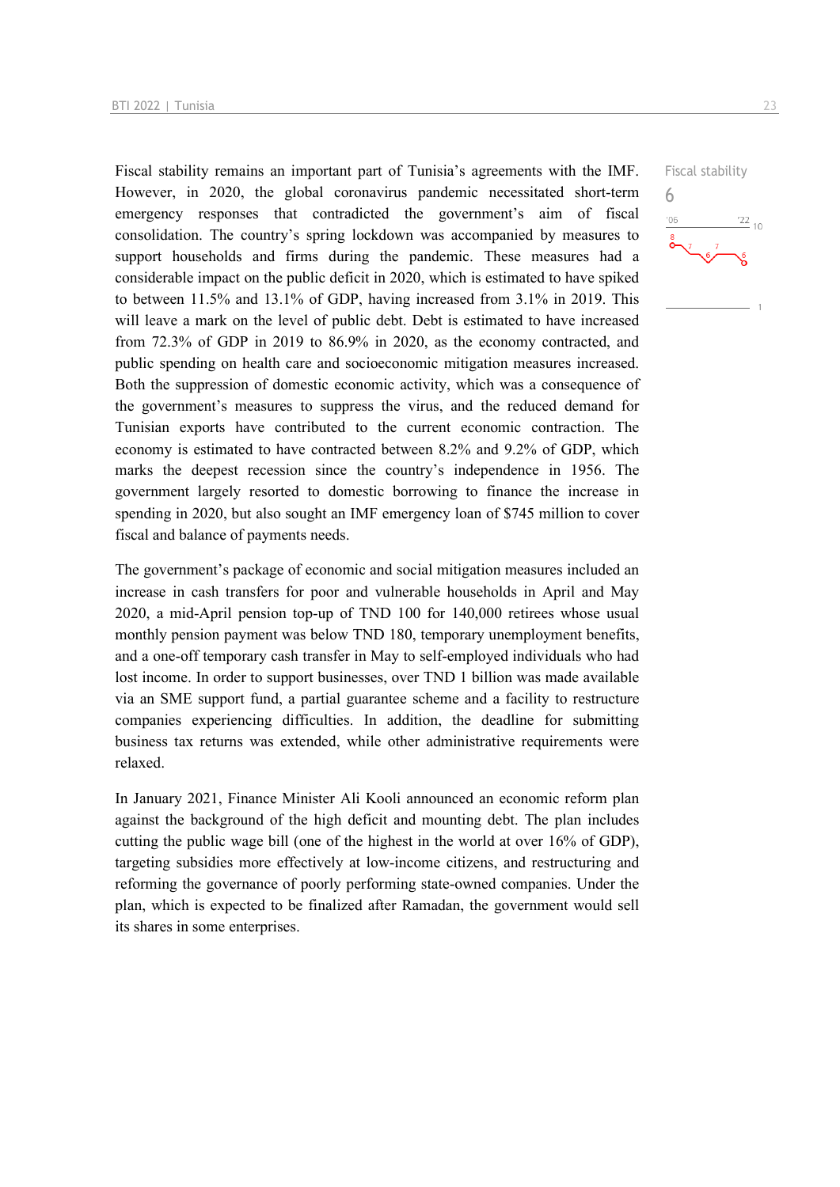Fiscal stability remains an important part of Tunisia's agreements with the IMF. However, in 2020, the global coronavirus pandemic necessitated short-term emergency responses that contradicted the government's aim of fiscal consolidation. The country's spring lockdown was accompanied by measures to support households and firms during the pandemic. These measures had a considerable impact on the public deficit in 2020, which is estimated to have spiked to between 11.5% and 13.1% of GDP, having increased from 3.1% in 2019. This will leave a mark on the level of public debt. Debt is estimated to have increased from 72.3% of GDP in 2019 to 86.9% in 2020, as the economy contracted, and public spending on health care and socioeconomic mitigation measures increased. Both the suppression of domestic economic activity, which was a consequence of the government's measures to suppress the virus, and the reduced demand for Tunisian exports have contributed to the current economic contraction. The economy is estimated to have contracted between 8.2% and 9.2% of GDP, which marks the deepest recession since the country's independence in 1956. The government largely resorted to domestic borrowing to finance the increase in spending in 2020, but also sought an IMF emergency loan of $745 million to cover fiscal and balance of payments needs.

Fiscal stability
6

The government's package of economic and social mitigation measures included an increase in cash transfers for poor and vulnerable households in April and May 2020, a mid-April pension top-up of TND 100 for 140,000 retirees whose usual monthly pension payment was below TND 180, temporary unemployment benefits, and a one-off temporary cash transfer in May to self-employed individuals who had lost income. In order to support businesses, over TND 1 billion was made available via an SME support fund, a partial guarantee scheme and a facility to restructure companies experiencing difficulties. In addition, the deadline for submitting business tax returns was extended, while other administrative requirements were relaxed.

In January 2021, Finance Minister Ali Kooli announced an economic reform plan against the background of the high deficit and mounting debt. The plan includes cutting the public wage bill (one of the highest in the world at over 16% of GDP), targeting subsidies more effectively at low-income citizens, and restructuring and reforming the governance of poorly performing state-owned companies. Under the plan, which is expected to be finalized after Ramadan, the government would sell its shares in some enterprises.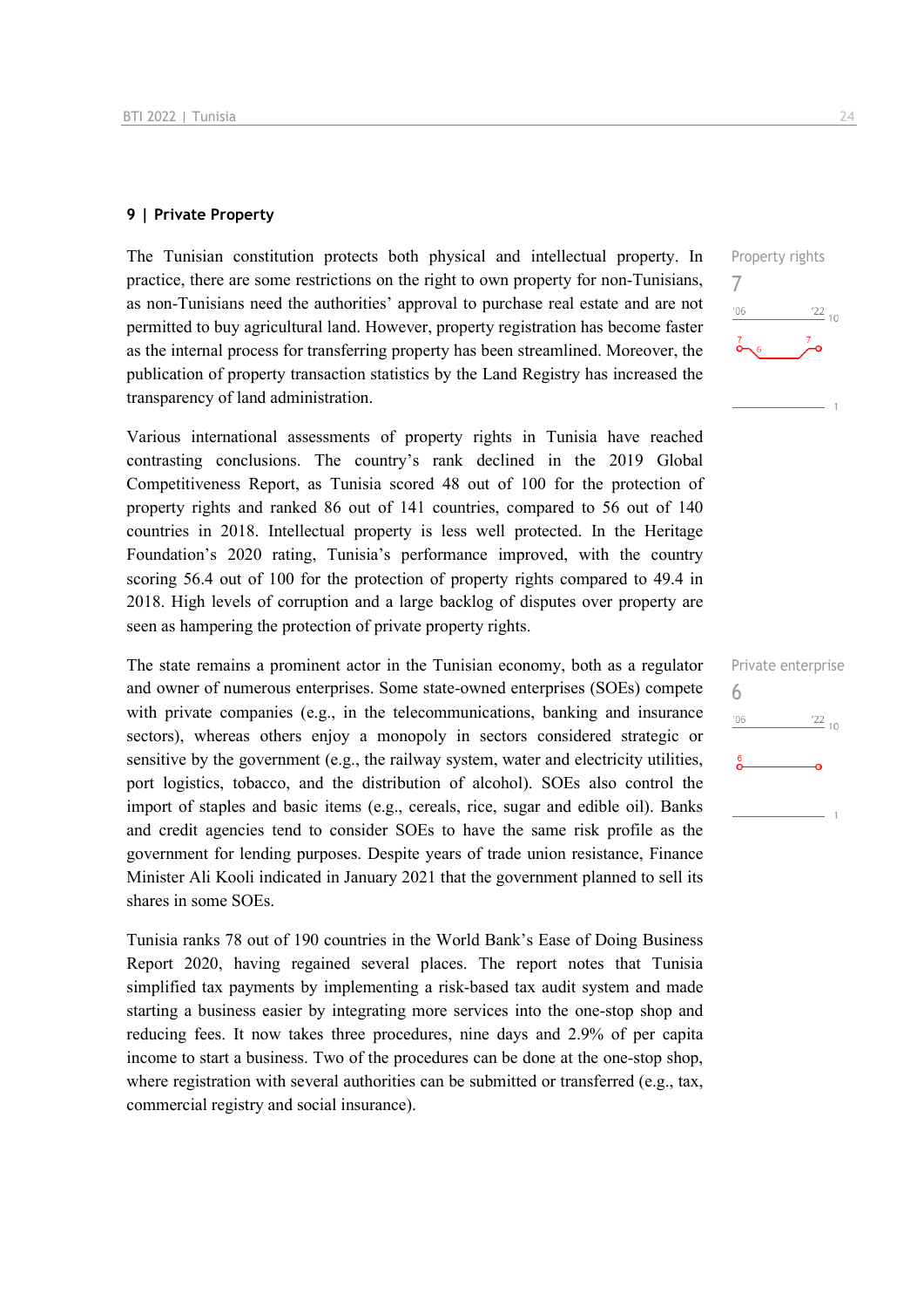## 9 | Private Property

Property rights
7

The Tunisian constitution protects both physical and intellectual property. In practice, there are some restrictions on the right to own property for non-Tunisians, as non-Tunisians need the authorities' approval to purchase real estate and are not permitted to buy agricultural land. However, property registration has become faster as the internal process for transferring property has been streamlined. Moreover, the publication of property transaction statistics by the Land Registry has increased the transparency of land administration.

Various international assessments of property rights in Tunisia have reached contrasting conclusions. The country's rank declined in the 2019 Global Competitiveness Report, as Tunisia scored 48 out of 100 for the protection of property rights and ranked 86 out of 141 countries, compared to 56 out of 140 countries in 2018. Intellectual property is less well protected. In the Heritage Foundation's 2020 rating, Tunisia's performance improved, with the country scoring 56.4 out of 100 for the protection of property rights compared to 49.4 in 2018. High levels of corruption and a large backlog of disputes over property are seen as hampering the protection of private property rights.

Private enterprise
6

The state remains a prominent actor in the Tunisian economy, both as a regulator and owner of numerous enterprises. Some state-owned enterprises (SOEs) compete with private companies (e.g., in the telecommunications, banking and insurance sectors), whereas others enjoy a monopoly in sectors considered strategic or sensitive by the government (e.g., the railway system, water and electricity utilities, port logistics, tobacco, and the distribution of alcohol). SOEs also control the import of staples and basic items (e.g., cereals, rice, sugar and edible oil). Banks and credit agencies tend to consider SOEs to have the same risk profile as the government for lending purposes. Despite years of trade union resistance, Finance Minister Ali Kooli indicated in January 2021 that the government planned to sell its shares in some SOEs.

Tunisia ranks 78 out of 190 countries in the World Bank's Ease of Doing Business Report 2020, having regained several places. The report notes that Tunisia simplified tax payments by implementing a risk-based tax audit system and made starting a business easier by integrating more services into the one-stop shop and reducing fees. It now takes three procedures, nine days and 2.9% of per capita income to start a business. Two of the procedures can be done at the one-stop shop, where registration with several authorities can be submitted or transferred (e.g., tax, commercial registry and social insurance).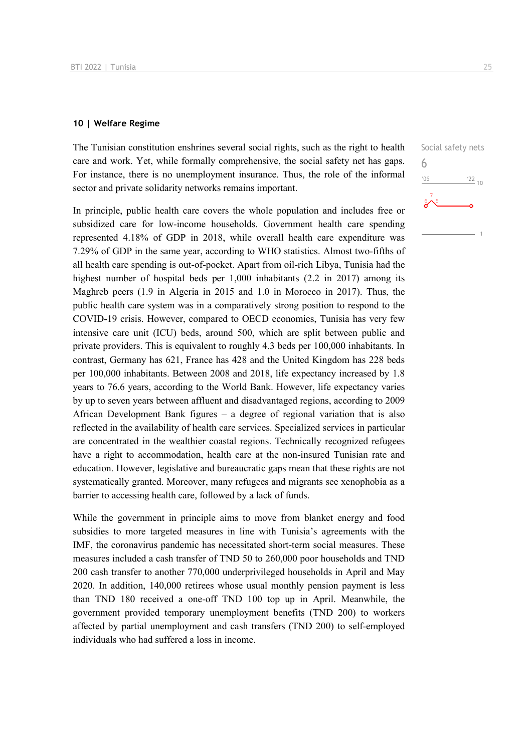## 10 | Welfare Regime

Social safety nets
6

The Tunisian constitution enshrines several social rights, such as the right to health care and work. Yet, while formally comprehensive, the social safety net has gaps. For instance, there is no unemployment insurance. Thus, the role of the informal sector and private solidarity networks remains important.

In principle, public health care covers the whole population and includes free or subsidized care for low-income households. Government health care spending represented 4.18% of GDP in 2018, while overall health care expenditure was 7.29% of GDP in the same year, according to WHO statistics. Almost two-fifths of all health care spending is out-of-pocket. Apart from oil-rich Libya, Tunisia had the highest number of hospital beds per 1,000 inhabitants (2.2 in 2017) among its Maghreb peers (1.9 in Algeria in 2015 and 1.0 in Morocco in 2017). Thus, the public health care system was in a comparatively strong position to respond to the COVID-19 crisis. However, compared to OECD economies, Tunisia has very few intensive care unit (ICU) beds, around 500, which are split between public and private providers. This is equivalent to roughly 4.3 beds per 100,000 inhabitants. In contrast, Germany has 621, France has 428 and the United Kingdom has 228 beds per 100,000 inhabitants. Between 2008 and 2018, life expectancy increased by 1.8 years to 76.6 years, according to the World Bank. However, life expectancy varies by up to seven years between affluent and disadvantaged regions, according to 2009 African Development Bank figures – a degree of regional variation that is also reflected in the availability of health care services. Specialized services in particular are concentrated in the wealthier coastal regions. Technically recognized refugees have a right to accommodation, health care at the non-insured Tunisian rate and education. However, legislative and bureaucratic gaps mean that these rights are not systematically granted. Moreover, many refugees and migrants see xenophobia as a barrier to accessing health care, followed by a lack of funds.

While the government in principle aims to move from blanket energy and food subsidies to more targeted measures in line with Tunisia's agreements with the IMF, the coronavirus pandemic has necessitated short-term social measures. These measures included a cash transfer of TND 50 to 260,000 poor households and TND 200 cash transfer to another 770,000 underprivileged households in April and May 2020. In addition, 140,000 retirees whose usual monthly pension payment is less than TND 180 received a one-off TND 100 top up in April. Meanwhile, the government provided temporary unemployment benefits (TND 200) to workers affected by partial unemployment and cash transfers (TND 200) to self-employed individuals who had suffered a loss in income.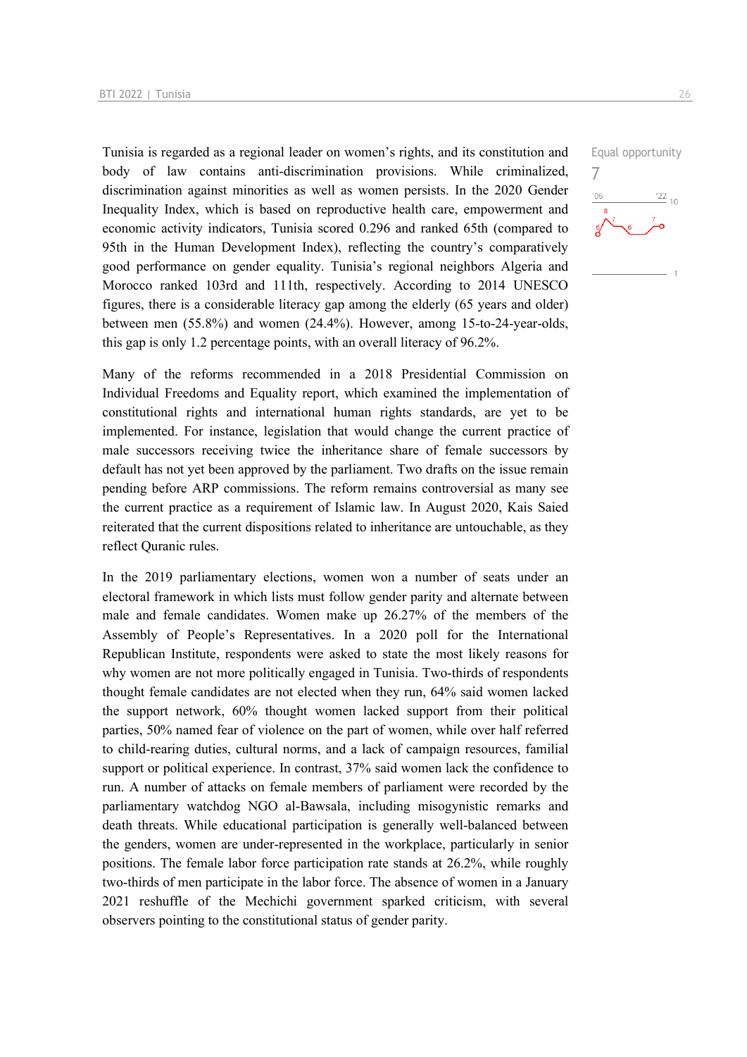Equal opportunity

7

Tunisia is regarded as a regional leader on women's rights, and its constitution and body of law contains anti-discrimination provisions. While criminalized, discrimination against minorities as well as women persists. In the 2020 Gender Inequality Index, which is based on reproductive health care, empowerment and economic activity indicators, Tunisia scored 0.296 and ranked 65th (compared to 95th in the Human Development Index), reflecting the country's comparatively good performance on gender equality. Tunisia's regional neighbors Algeria and Morocco ranked 103rd and 111th, respectively. According to 2014 UNESCO figures, there is a considerable literacy gap among the elderly (65 years and older) between men (55.8%) and women (24.4%). However, among 15-to-24-year-olds, this gap is only 1.2 percentage points, with an overall literacy of 96.2%.

Many of the reforms recommended in a 2018 Presidential Commission on Individual Freedoms and Equality report, which examined the implementation of constitutional rights and international human rights standards, are yet to be implemented. For instance, legislation that would change the current practice of male successors receiving twice the inheritance share of female successors by default has not yet been approved by the parliament. Two drafts on the issue remain pending before ARP commissions. The reform remains controversial as many see the current practice as a requirement of Islamic law. In August 2020, Kais Saied reiterated that the current dispositions related to inheritance are untouchable, as they reflect Quranic rules.

In the 2019 parliamentary elections, women won a number of seats under an electoral framework in which lists must follow gender parity and alternate between male and female candidates. Women make up 26.27% of the members of the Assembly of People's Representatives. In a 2020 poll for the International Republican Institute, respondents were asked to state the most likely reasons for why women are not more politically engaged in Tunisia. Two-thirds of respondents thought female candidates are not elected when they run, 64% said women lacked the support network, 60% thought women lacked support from their political parties, 50% named fear of violence on the part of women, while over half referred to child-rearing duties, cultural norms, and a lack of campaign resources, familial support or political experience. In contrast, 37% said women lack the confidence to run. A number of attacks on female members of parliament were recorded by the parliamentary watchdog NGO al-Bawsala, including misogynistic remarks and death threats. While educational participation is generally well-balanced between the genders, women are under-represented in the workplace, particularly in senior positions. The female labor force participation rate stands at 26.2%, while roughly two-thirds of men participate in the labor force. The absence of women in a January 2021 reshuffle of the Mechichi government sparked criticism, with several observers pointing to the constitutional status of gender parity.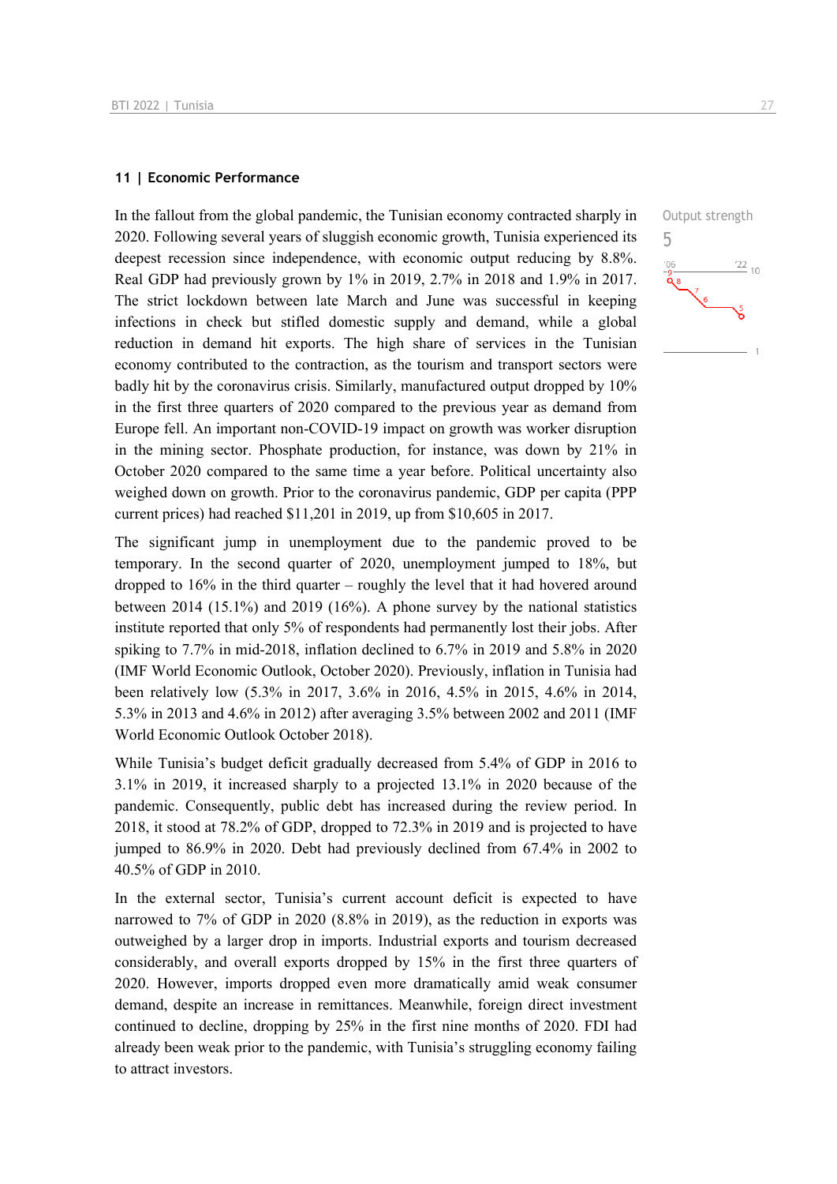## 11 | Economic Performance

Output strength

5

In the fallout from the global pandemic, the Tunisian economy contracted sharply in 2020. Following several years of sluggish economic growth, Tunisia experienced its deepest recession since independence, with economic output reducing by 8.8%. Real GDP had previously grown by 1% in 2019, 2.7% in 2018 and 1.9% in 2017. The strict lockdown between late March and June was successful in keeping infections in check but stifled domestic supply and demand, while a global reduction in demand hit exports. The high share of services in the Tunisian economy contributed to the contraction, as the tourism and transport sectors were badly hit by the coronavirus crisis. Similarly, manufactured output dropped by 10% in the first three quarters of 2020 compared to the previous year as demand from Europe fell. An important non-COVID-19 impact on growth was worker disruption in the mining sector. Phosphate production, for instance, was down by 21% in October 2020 compared to the same time a year before. Political uncertainty also weighed down on growth. Prior to the coronavirus pandemic, GDP per capita (PPP current prices) had reached $11,201 in 2019, up from $10,605 in 2017.

The significant jump in unemployment due to the pandemic proved to be temporary. In the second quarter of 2020, unemployment jumped to 18%, but dropped to 16% in the third quarter – roughly the level that it had hovered around between 2014 (15.1%) and 2019 (16%). A phone survey by the national statistics institute reported that only 5% of respondents had permanently lost their jobs. After spiking to 7.7% in mid-2018, inflation declined to 6.7% in 2019 and 5.8% in 2020 (IMF World Economic Outlook, October 2020). Previously, inflation in Tunisia had been relatively low (5.3% in 2017, 3.6% in 2016, 4.5% in 2015, 4.6% in 2014, 5.3% in 2013 and 4.6% in 2012) after averaging 3.5% between 2002 and 2011 (IMF World Economic Outlook October 2018).

While Tunisia's budget deficit gradually decreased from 5.4% of GDP in 2016 to 3.1% in 2019, it increased sharply to a projected 13.1% in 2020 because of the pandemic. Consequently, public debt has increased during the review period. In 2018, it stood at 78.2% of GDP, dropped to 72.3% in 2019 and is projected to have jumped to 86.9% in 2020. Debt had previously declined from 67.4% in 2002 to 40.5% of GDP in 2010.

In the external sector, Tunisia's current account deficit is expected to have narrowed to 7% of GDP in 2020 (8.8% in 2019), as the reduction in exports was outweighed by a larger drop in imports. Industrial exports and tourism decreased considerably, and overall exports dropped by 15% in the first three quarters of 2020. However, imports dropped even more dramatically amid weak consumer demand, despite an increase in remittances. Meanwhile, foreign direct investment continued to decline, dropping by 25% in the first nine months of 2020. FDI had already been weak prior to the pandemic, with Tunisia's struggling economy failing to attract investors.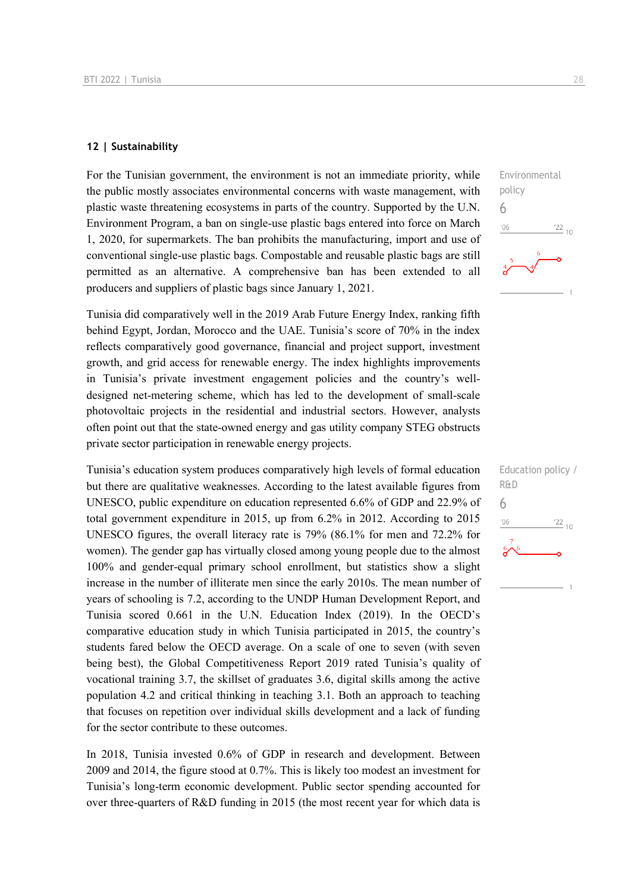## 12 | Sustainability

Environmental policy

6

For the Tunisian government, the environment is not an immediate priority, while the public mostly associates environmental concerns with waste management, with plastic waste threatening ecosystems in parts of the country. Supported by the U.N. Environment Program, a ban on single-use plastic bags entered into force on March 1, 2020, for supermarkets. The ban prohibits the manufacturing, import and use of conventional single-use plastic bags. Compostable and reusable plastic bags are still permitted as an alternative. A comprehensive ban has been extended to all producers and suppliers of plastic bags since January 1, 2021.

Tunisia did comparatively well in the 2019 Arab Future Energy Index, ranking fifth behind Egypt, Jordan, Morocco and the UAE. Tunisia's score of 70% in the index reflects comparatively good governance, financial and project support, investment growth, and grid access for renewable energy. The index highlights improvements in Tunisia's private investment engagement policies and the country's well-designed net-metering scheme, which has led to the development of small-scale photovoltaic projects in the residential and industrial sectors. However, analysts often point out that the state-owned energy and gas utility company STEG obstructs private sector participation in renewable energy projects.

Education policy / R&D

6

Tunisia's education system produces comparatively high levels of formal education but there are qualitative weaknesses. According to the latest available figures from UNESCO, public expenditure on education represented 6.6% of GDP and 22.9% of total government expenditure in 2015, up from 6.2% in 2012. According to 2015 UNESCO figures, the overall literacy rate is 79% (86.1% for men and 72.2% for women). The gender gap has virtually closed among young people due to the almost 100% and gender-equal primary school enrollment, but statistics show a slight increase in the number of illiterate men since the early 2010s. The mean number of years of schooling is 7.2, according to the UNDP Human Development Report, and Tunisia scored 0.661 in the U.N. Education Index (2019). In the OECD's comparative education study in which Tunisia participated in 2015, the country's students fared below the OECD average. On a scale of one to seven (with seven being best), the Global Competitiveness Report 2019 rated Tunisia's quality of vocational training 3.7, the skillset of graduates 3.6, digital skills among the active population 4.2 and critical thinking in teaching 3.1. Both an approach to teaching that focuses on repetition over individual skills development and a lack of funding for the sector contribute to these outcomes.

In 2018, Tunisia invested 0.6% of GDP in research and development. Between 2009 and 2014, the figure stood at 0.7%. This is likely too modest an investment for Tunisia's long-term economic development. Public sector spending accounted for over three-quarters of R&D funding in 2015 (the most recent year for which data is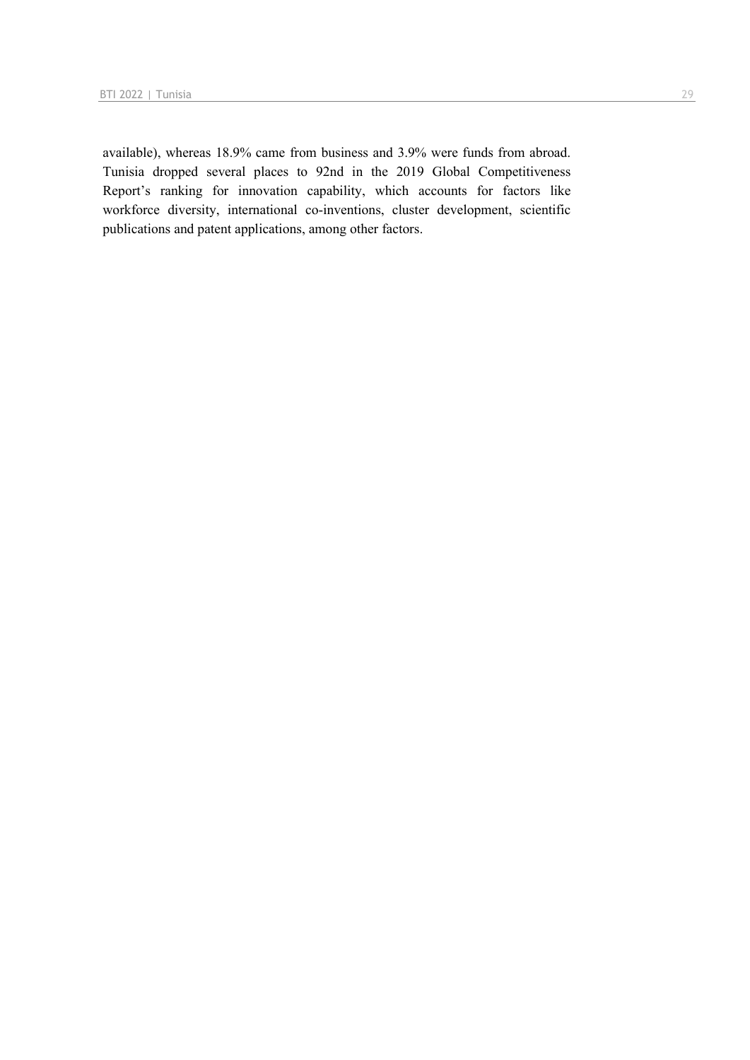available), whereas 18.9% came from business and 3.9% were funds from abroad. Tunisia dropped several places to 92nd in the 2019 Global Competitiveness Report's ranking for innovation capability, which accounts for factors like workforce diversity, international co-inventions, cluster development, scientific publications and patent applications, among other factors.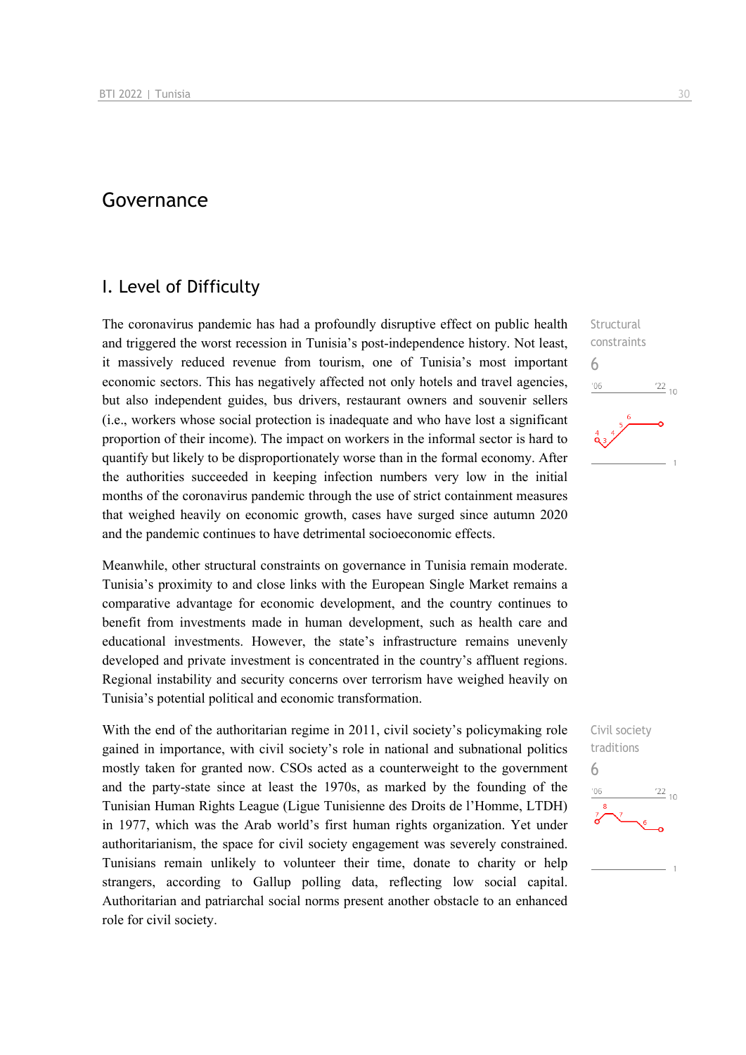# Governance

## I. Level of Difficulty

The coronavirus pandemic has had a profoundly disruptive effect on public health and triggered the worst recession in Tunisia's post-independence history. Not least, it massively reduced revenue from tourism, one of Tunisia's most important economic sectors. This has negatively affected not only hotels and travel agencies, but also independent guides, bus drivers, restaurant owners and souvenir sellers (i.e., workers whose social protection is inadequate and who have lost a significant proportion of their income). The impact on workers in the informal sector is hard to quantify but likely to be disproportionately worse than in the formal economy. After the authorities succeeded in keeping infection numbers very low in the initial months of the coronavirus pandemic through the use of strict containment measures that weighed heavily on economic growth, cases have surged since autumn 2020 and the pandemic continues to have detrimental socioeconomic effects.

Structural constraints
6

Meanwhile, other structural constraints on governance in Tunisia remain moderate. Tunisia's proximity to and close links with the European Single Market remains a comparative advantage for economic development, and the country continues to benefit from investments made in human development, such as health care and educational investments. However, the state's infrastructure remains unevenly developed and private investment is concentrated in the country's affluent regions. Regional instability and security concerns over terrorism have weighed heavily on Tunisia's potential political and economic transformation.

With the end of the authoritarian regime in 2011, civil society's policymaking role gained in importance, with civil society's role in national and subnational politics mostly taken for granted now. CSOs acted as a counterweight to the government and the party-state since at least the 1970s, as marked by the founding of the Tunisian Human Rights League (Ligue Tunisienne des Droits de l'Homme, LTDH) in 1977, which was the Arab world's first human rights organization. Yet under authoritarianism, the space for civil society engagement was severely constrained. Tunisians remain unlikely to volunteer their time, donate to charity or help strangers, according to Gallup polling data, reflecting low social capital. Authoritarian and patriarchal social norms present another obstacle to an enhanced role for civil society.

Civil society traditions
6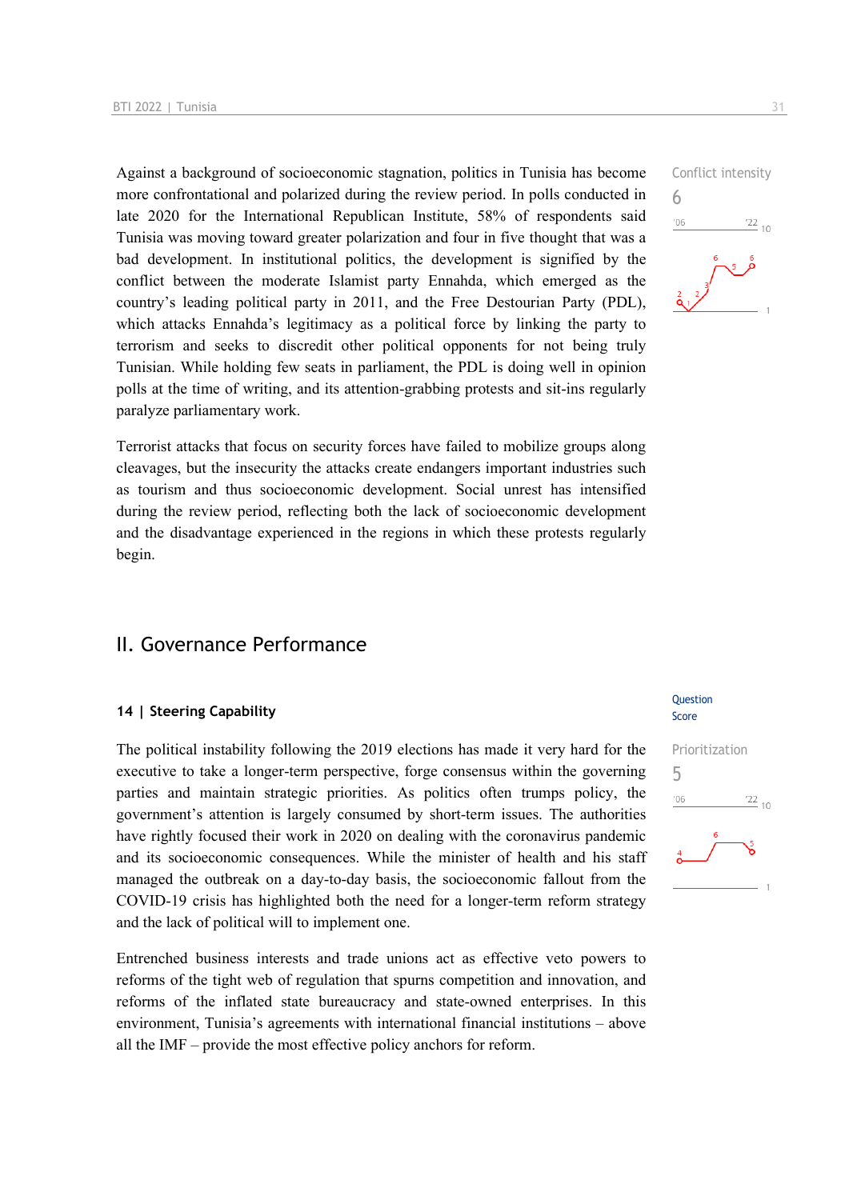Against a background of socioeconomic stagnation, politics in Tunisia has become more confrontational and polarized during the review period. In polls conducted in late 2020 for the International Republican Institute, 58% of respondents said Tunisia was moving toward greater polarization and four in five thought that was a bad development. In institutional politics, the development is signified by the conflict between the moderate Islamist party Ennahda, which emerged as the country's leading political party in 2011, and the Free Destourian Party (PDL), which attacks Ennahda's legitimacy as a political force by linking the party to terrorism and seeks to discredit other political opponents for not being truly Tunisian. While holding few seats in parliament, the PDL is doing well in opinion polls at the time of writing, and its attention-grabbing protests and sit-ins regularly paralyze parliamentary work.

Conflict intensity
6

Terrorist attacks that focus on security forces have failed to mobilize groups along cleavages, but the insecurity the attacks create endangers important industries such as tourism and thus socioeconomic development. Social unrest has intensified during the review period, reflecting both the lack of socioeconomic development and the disadvantage experienced in the regions in which these protests regularly begin.

## II. Governance Performance

### 14 | Steering Capability

Question Score

Prioritization
5

The political instability following the 2019 elections has made it very hard for the executive to take a longer-term perspective, forge consensus within the governing parties and maintain strategic priorities. As politics often trumps policy, the government's attention is largely consumed by short-term issues. The authorities have rightly focused their work in 2020 on dealing with the coronavirus pandemic and its socioeconomic consequences. While the minister of health and his staff managed the outbreak on a day-to-day basis, the socioeconomic fallout from the COVID-19 crisis has highlighted both the need for a longer-term reform strategy and the lack of political will to implement one.

Entrenched business interests and trade unions act as effective veto powers to reforms of the tight web of regulation that spurns competition and innovation, and reforms of the inflated state bureaucracy and state-owned enterprises. In this environment, Tunisia's agreements with international financial institutions – above all the IMF – provide the most effective policy anchors for reform.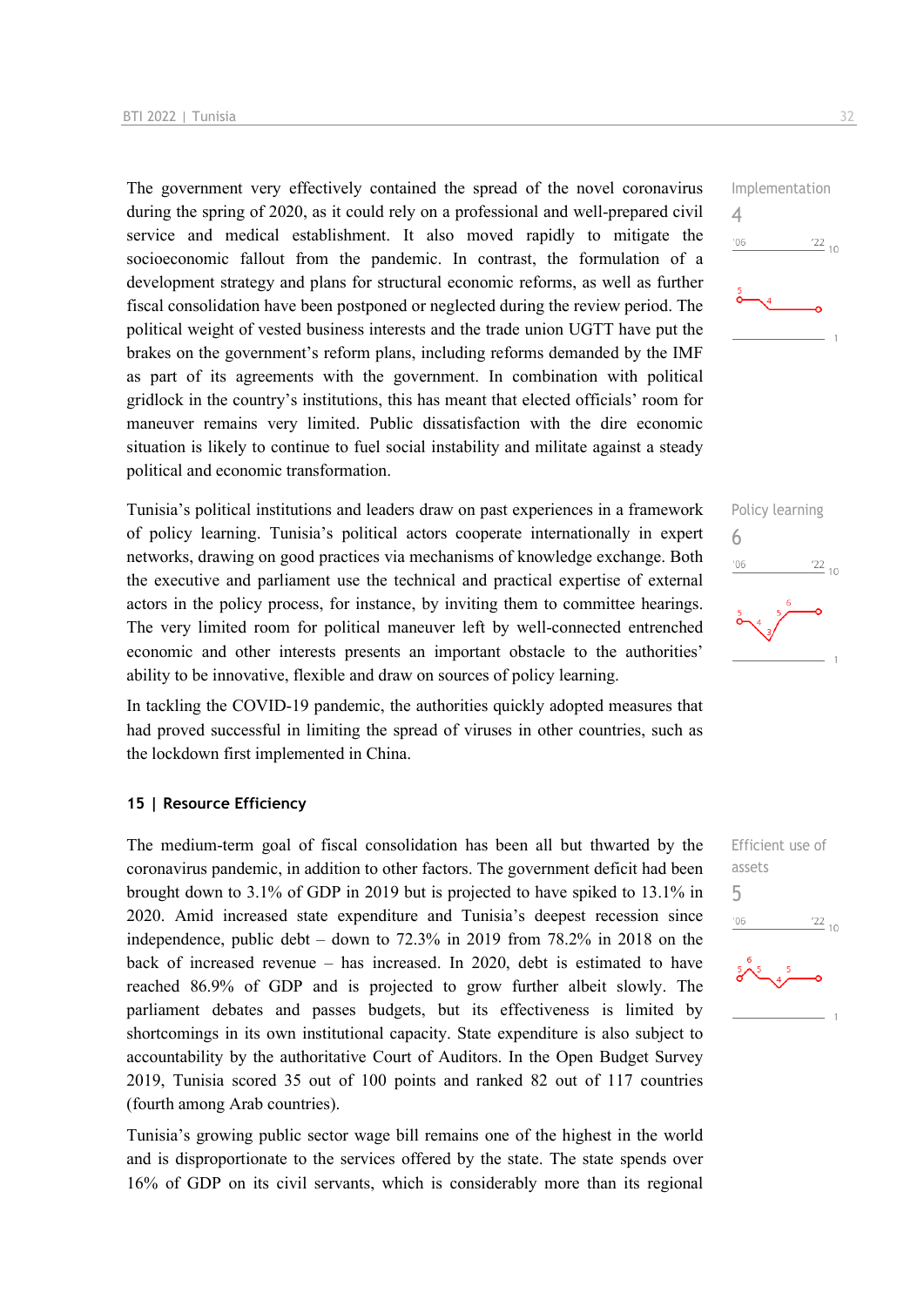The government very effectively contained the spread of the novel coronavirus during the spring of 2020, as it could rely on a professional and well-prepared civil service and medical establishment. It also moved rapidly to mitigate the socioeconomic fallout from the pandemic. In contrast, the formulation of a development strategy and plans for structural economic reforms, as well as further fiscal consolidation have been postponed or neglected during the review period. The political weight of vested business interests and the trade union UGTT have put the brakes on the government's reform plans, including reforms demanded by the IMF as part of its agreements with the government. In combination with political gridlock in the country's institutions, this has meant that elected officials' room for maneuver remains very limited. Public dissatisfaction with the dire economic situation is likely to continue to fuel social instability and militate against a steady political and economic transformation.

Implementation
4

Tunisia's political institutions and leaders draw on past experiences in a framework of policy learning. Tunisia's political actors cooperate internationally in expert networks, drawing on good practices via mechanisms of knowledge exchange. Both the executive and parliament use the technical and practical expertise of external actors in the policy process, for instance, by inviting them to committee hearings. The very limited room for political maneuver left by well-connected entrenched economic and other interests presents an important obstacle to the authorities' ability to be innovative, flexible and draw on sources of policy learning.

Policy learning
6

In tackling the COVID-19 pandemic, the authorities quickly adopted measures that had proved successful in limiting the spread of viruses in other countries, such as the lockdown first implemented in China.

### 15 | Resource Efficiency

The medium-term goal of fiscal consolidation has been all but thwarted by the coronavirus pandemic, in addition to other factors. The government deficit had been brought down to 3.1% of GDP in 2019 but is projected to have spiked to 13.1% in 2020. Amid increased state expenditure and Tunisia's deepest recession since independence, public debt – down to 72.3% in 2019 from 78.2% in 2018 on the back of increased revenue – has increased. In 2020, debt is estimated to have reached 86.9% of GDP and is projected to grow further albeit slowly. The parliament debates and passes budgets, but its effectiveness is limited by shortcomings in its own institutional capacity. State expenditure is also subject to accountability by the authoritative Court of Auditors. In the Open Budget Survey 2019, Tunisia scored 35 out of 100 points and ranked 82 out of 117 countries (fourth among Arab countries).

Efficient use of assets
5

Tunisia's growing public sector wage bill remains one of the highest in the world and is disproportionate to the services offered by the state. The state spends over 16% of GDP on its civil servants, which is considerably more than its regional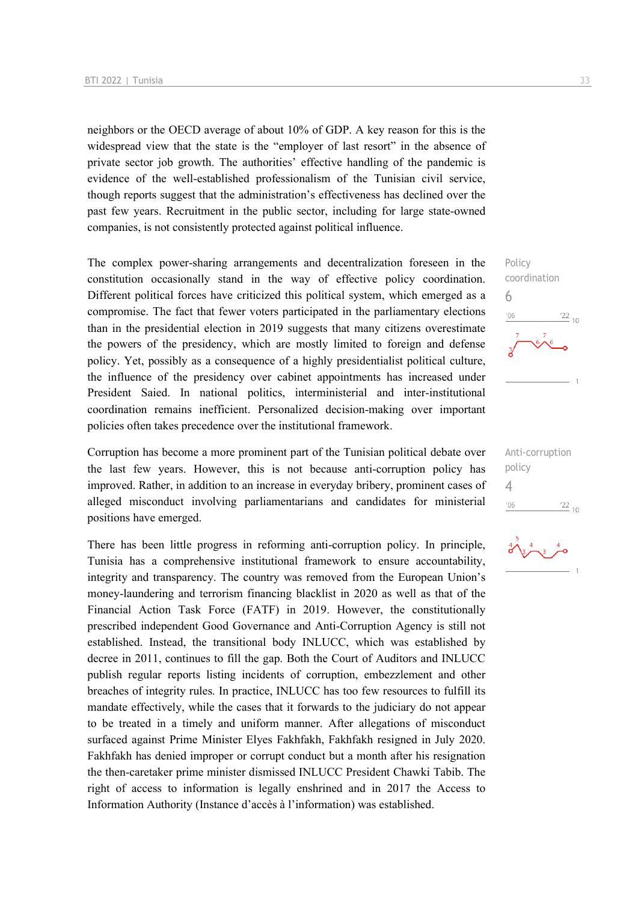neighbors or the OECD average of about 10% of GDP. A key reason for this is the widespread view that the state is the "employer of last resort" in the absence of private sector job growth. The authorities' effective handling of the pandemic is evidence of the well-established professionalism of the Tunisian civil service, though reports suggest that the administration's effectiveness has declined over the past few years. Recruitment in the public sector, including for large state-owned companies, is not consistently protected against political influence.

Policy coordination
6

The complex power-sharing arrangements and decentralization foreseen in the constitution occasionally stand in the way of effective policy coordination. Different political forces have criticized this political system, which emerged as a compromise. The fact that fewer voters participated in the parliamentary elections than in the presidential election in 2019 suggests that many citizens overestimate the powers of the presidency, which are mostly limited to foreign and defense policy. Yet, possibly as a consequence of a highly presidentialist political culture, the influence of the presidency over cabinet appointments has increased under President Saied. In national politics, interministerial and inter-institutional coordination remains inefficient. Personalized decision-making over important policies often takes precedence over the institutional framework.

Anti-corruption policy
4

Corruption has become a more prominent part of the Tunisian political debate over the last few years. However, this is not because anti-corruption policy has improved. Rather, in addition to an increase in everyday bribery, prominent cases of alleged misconduct involving parliamentarians and candidates for ministerial positions have emerged.

There has been little progress in reforming anti-corruption policy. In principle, Tunisia has a comprehensive institutional framework to ensure accountability, integrity and transparency. The country was removed from the European Union's money-laundering and terrorism financing blacklist in 2020 as well as that of the Financial Action Task Force (FATF) in 2019. However, the constitutionally prescribed independent Good Governance and Anti-Corruption Agency is still not established. Instead, the transitional body INLUCC, which was established by decree in 2011, continues to fill the gap. Both the Court of Auditors and INLUCC publish regular reports listing incidents of corruption, embezzlement and other breaches of integrity rules. In practice, INLUCC has too few resources to fulfill its mandate effectively, while the cases that it forwards to the judiciary do not appear to be treated in a timely and uniform manner. After allegations of misconduct surfaced against Prime Minister Elyes Fakhfakh, Fakhfakh resigned in July 2020. Fakhfakh has denied improper or corrupt conduct but a month after his resignation the then-caretaker prime minister dismissed INLUCC President Chawki Tabib. The right of access to information is legally enshrined and in 2017 the Access to Information Authority (Instance d'accès à l'information) was established.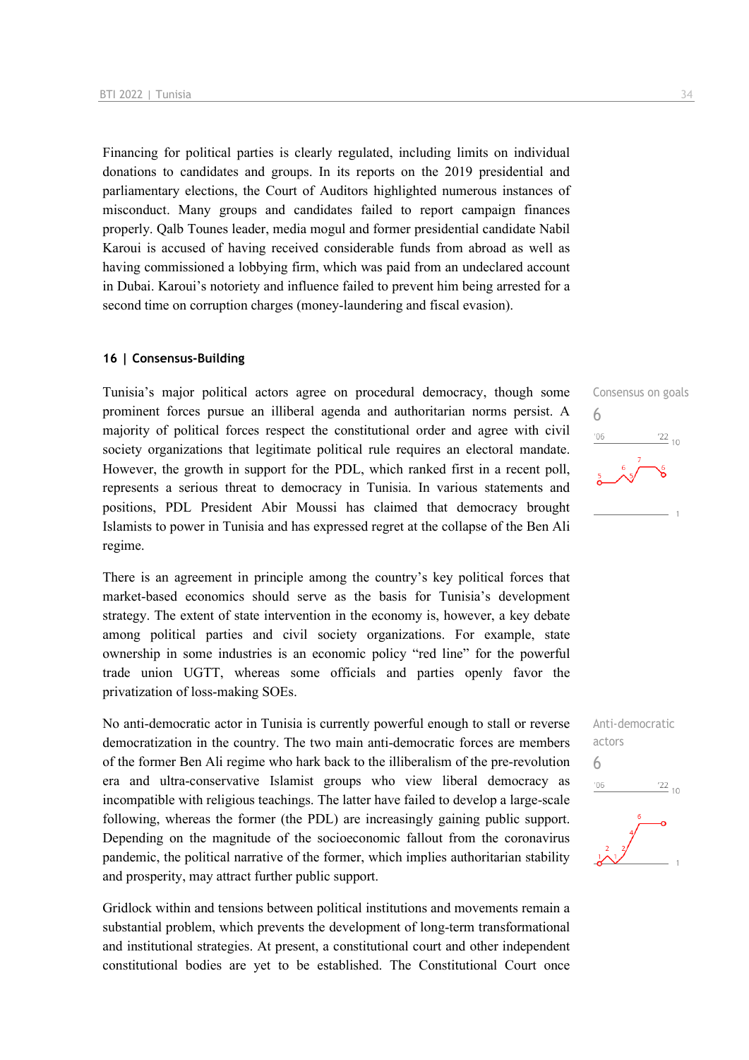Financing for political parties is clearly regulated, including limits on individual donations to candidates and groups. In its reports on the 2019 presidential and parliamentary elections, the Court of Auditors highlighted numerous instances of misconduct. Many groups and candidates failed to report campaign finances properly. Qalb Tounes leader, media mogul and former presidential candidate Nabil Karoui is accused of having received considerable funds from abroad as well as having commissioned a lobbying firm, which was paid from an undeclared account in Dubai. Karoui's notoriety and influence failed to prevent him being arrested for a second time on corruption charges (money-laundering and fiscal evasion).

## 16 | Consensus-Building

Consensus on goals
6

Tunisia's major political actors agree on procedural democracy, though some prominent forces pursue an illiberal agenda and authoritarian norms persist. A majority of political forces respect the constitutional order and agree with civil society organizations that legitimate political rule requires an electoral mandate. However, the growth in support for the PDL, which ranked first in a recent poll, represents a serious threat to democracy in Tunisia. In various statements and positions, PDL President Abir Moussi has claimed that democracy brought Islamists to power in Tunisia and has expressed regret at the collapse of the Ben Ali regime.

There is an agreement in principle among the country's key political forces that market-based economics should serve as the basis for Tunisia's development strategy. The extent of state intervention in the economy is, however, a key debate among political parties and civil society organizations. For example, state ownership in some industries is an economic policy "red line" for the powerful trade union UGTT, whereas some officials and parties openly favor the privatization of loss-making SOEs.

Anti-democratic actors
6

No anti-democratic actor in Tunisia is currently powerful enough to stall or reverse democratization in the country. The two main anti-democratic forces are members of the former Ben Ali regime who hark back to the illiberalism of the pre-revolution era and ultra-conservative Islamist groups who view liberal democracy as incompatible with religious teachings. The latter have failed to develop a large-scale following, whereas the former (the PDL) are increasingly gaining public support. Depending on the magnitude of the socioeconomic fallout from the coronavirus pandemic, the political narrative of the former, which implies authoritarian stability and prosperity, may attract further public support.

Gridlock within and tensions between political institutions and movements remain a substantial problem, which prevents the development of long-term transformational and institutional strategies. At present, a constitutional court and other independent constitutional bodies are yet to be established. The Constitutional Court once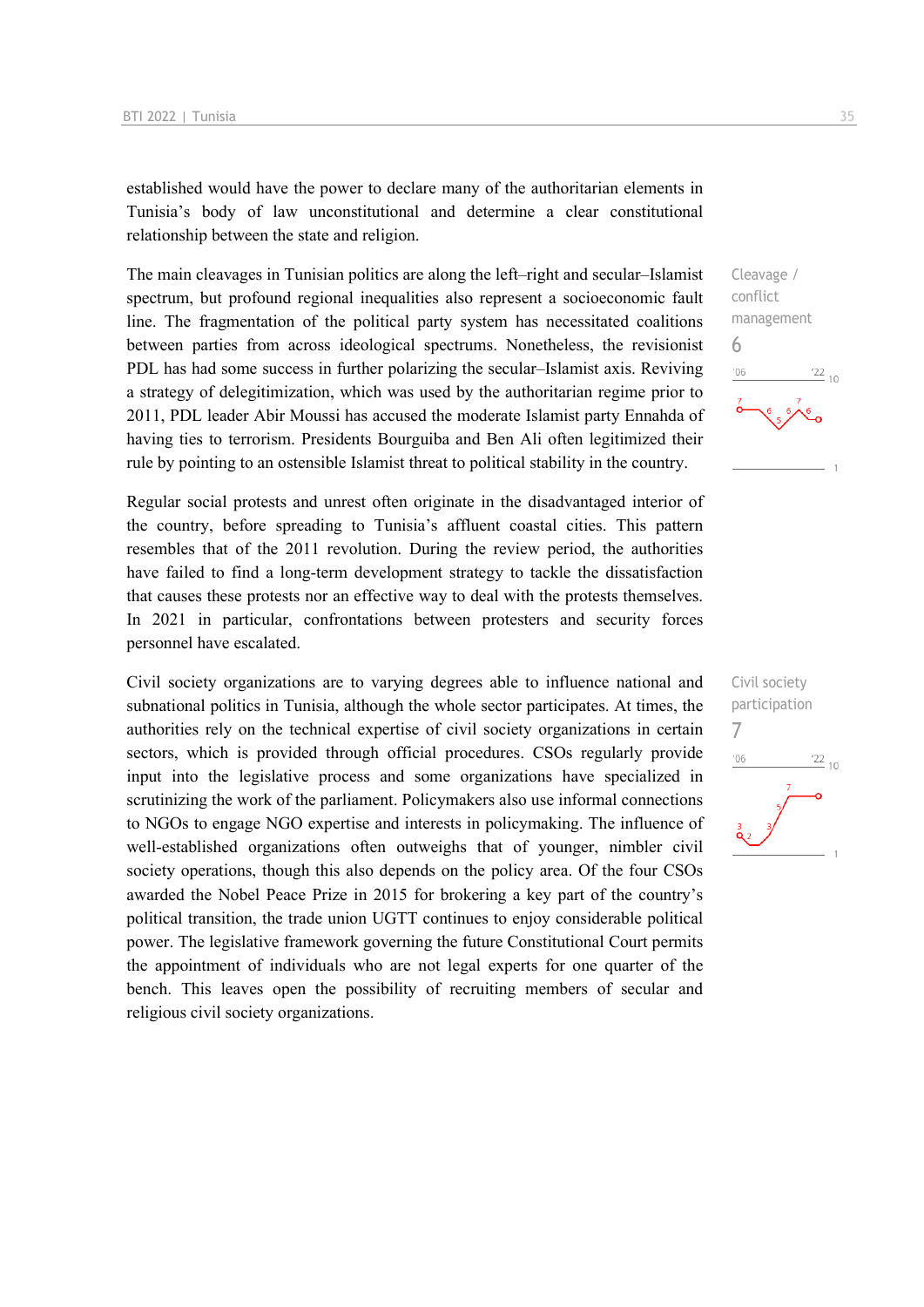established would have the power to declare many of the authoritarian elements in Tunisia's body of law unconstitutional and determine a clear constitutional relationship between the state and religion.

Cleavage / conflict management
6

The main cleavages in Tunisian politics are along the left–right and secular–Islamist spectrum, but profound regional inequalities also represent a socioeconomic fault line. The fragmentation of the political party system has necessitated coalitions between parties from across ideological spectrums. Nonetheless, the revisionist PDL has had some success in further polarizing the secular–Islamist axis. Reviving a strategy of delegitimization, which was used by the authoritarian regime prior to 2011, PDL leader Abir Moussi has accused the moderate Islamist party Ennahda of having ties to terrorism. Presidents Bourguiba and Ben Ali often legitimized their rule by pointing to an ostensible Islamist threat to political stability in the country.

Regular social protests and unrest often originate in the disadvantaged interior of the country, before spreading to Tunisia's affluent coastal cities. This pattern resembles that of the 2011 revolution. During the review period, the authorities have failed to find a long-term development strategy to tackle the dissatisfaction that causes these protests nor an effective way to deal with the protests themselves. In 2021 in particular, confrontations between protesters and security forces personnel have escalated.

Civil society participation
7

Civil society organizations are to varying degrees able to influence national and subnational politics in Tunisia, although the whole sector participates. At times, the authorities rely on the technical expertise of civil society organizations in certain sectors, which is provided through official procedures. CSOs regularly provide input into the legislative process and some organizations have specialized in scrutinizing the work of the parliament. Policymakers also use informal connections to NGOs to engage NGO expertise and interests in policymaking. The influence of well-established organizations often outweighs that of younger, nimbler civil society operations, though this also depends on the policy area. Of the four CSOs awarded the Nobel Peace Prize in 2015 for brokering a key part of the country's political transition, the trade union UGTT continues to enjoy considerable political power. The legislative framework governing the future Constitutional Court permits the appointment of individuals who are not legal experts for one quarter of the bench. This leaves open the possibility of recruiting members of secular and religious civil society organizations.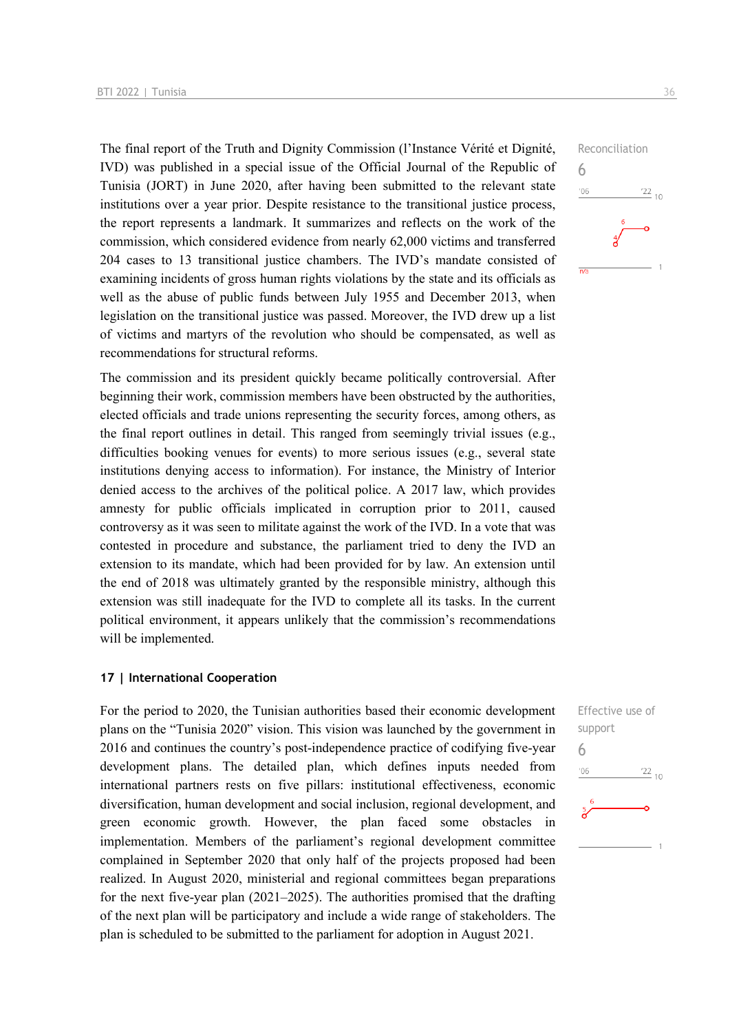The final report of the Truth and Dignity Commission (l'Instance Vérité et Dignité, IVD) was published in a special issue of the Official Journal of the Republic of Tunisia (JORT) in June 2020, after having been submitted to the relevant state institutions over a year prior. Despite resistance to the transitional justice process, the report represents a landmark. It summarizes and reflects on the work of the commission, which considered evidence from nearly 62,000 victims and transferred 204 cases to 13 transitional justice chambers. The IVD's mandate consisted of examining incidents of gross human rights violations by the state and its officials as well as the abuse of public funds between July 1955 and December 2013, when legislation on the transitional justice was passed. Moreover, the IVD drew up a list of victims and martyrs of the revolution who should be compensated, as well as recommendations for structural reforms.

Reconciliation
6

The commission and its president quickly became politically controversial. After beginning their work, commission members have been obstructed by the authorities, elected officials and trade unions representing the security forces, among others, as the final report outlines in detail. This ranged from seemingly trivial issues (e.g., difficulties booking venues for events) to more serious issues (e.g., several state institutions denying access to information). For instance, the Ministry of Interior denied access to the archives of the political police. A 2017 law, which provides amnesty for public officials implicated in corruption prior to 2011, caused controversy as it was seen to militate against the work of the IVD. In a vote that was contested in procedure and substance, the parliament tried to deny the IVD an extension to its mandate, which had been provided for by law. An extension until the end of 2018 was ultimately granted by the responsible ministry, although this extension was still inadequate for the IVD to complete all its tasks. In the current political environment, it appears unlikely that the commission's recommendations will be implemented.

### 17 | International Cooperation

For the period to 2020, the Tunisian authorities based their economic development plans on the "Tunisia 2020" vision. This vision was launched by the government in 2016 and continues the country's post-independence practice of codifying five-year development plans. The detailed plan, which defines inputs needed from international partners rests on five pillars: institutional effectiveness, economic diversification, human development and social inclusion, regional development, and green economic growth. However, the plan faced some obstacles in implementation. Members of the parliament's regional development committee complained in September 2020 that only half of the projects proposed had been realized. In August 2020, ministerial and regional committees began preparations for the next five-year plan (2021–2025). The authorities promised that the drafting of the next plan will be participatory and include a wide range of stakeholders. The plan is scheduled to be submitted to the parliament for adoption in August 2021.

Effective use of support
6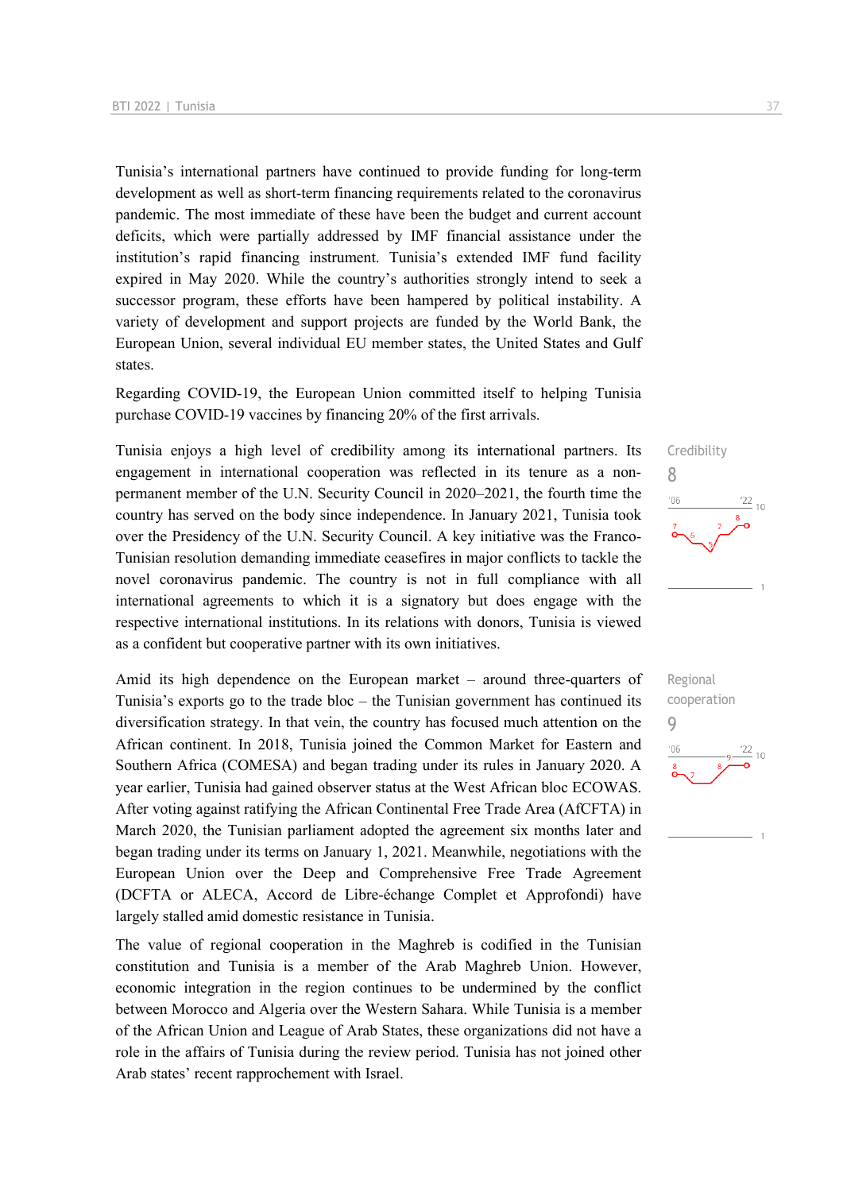Tunisia's international partners have continued to provide funding for long-term development as well as short-term financing requirements related to the coronavirus pandemic. The most immediate of these have been the budget and current account deficits, which were partially addressed by IMF financial assistance under the institution's rapid financing instrument. Tunisia's extended IMF fund facility expired in May 2020. While the country's authorities strongly intend to seek a successor program, these efforts have been hampered by political instability. A variety of development and support projects are funded by the World Bank, the European Union, several individual EU member states, the United States and Gulf states.

Regarding COVID-19, the European Union committed itself to helping Tunisia purchase COVID-19 vaccines by financing 20% of the first arrivals.

Credibility
8

Tunisia enjoys a high level of credibility among its international partners. Its engagement in international cooperation was reflected in its tenure as a non-permanent member of the U.N. Security Council in 2020–2021, the fourth time the country has served on the body since independence. In January 2021, Tunisia took over the Presidency of the U.N. Security Council. A key initiative was the Franco-Tunisian resolution demanding immediate ceasefires in major conflicts to tackle the novel coronavirus pandemic. The country is not in full compliance with all international agreements to which it is a signatory but does engage with the respective international institutions. In its relations with donors, Tunisia is viewed as a confident but cooperative partner with its own initiatives.

Regional cooperation
9

Amid its high dependence on the European market – around three-quarters of Tunisia's exports go to the trade bloc – the Tunisian government has continued its diversification strategy. In that vein, the country has focused much attention on the African continent. In 2018, Tunisia joined the Common Market for Eastern and Southern Africa (COMESA) and began trading under its rules in January 2020. A year earlier, Tunisia had gained observer status at the West African bloc ECOWAS. After voting against ratifying the African Continental Free Trade Area (AfCFTA) in March 2020, the Tunisian parliament adopted the agreement six months later and began trading under its terms on January 1, 2021. Meanwhile, negotiations with the European Union over the Deep and Comprehensive Free Trade Agreement (DCFTA or ALECA, Accord de Libre-échange Complet et Approfondi) have largely stalled amid domestic resistance in Tunisia.

The value of regional cooperation in the Maghreb is codified in the Tunisian constitution and Tunisia is a member of the Arab Maghreb Union. However, economic integration in the region continues to be undermined by the conflict between Morocco and Algeria over the Western Sahara. While Tunisia is a member of the African Union and League of Arab States, these organizations did not have a role in the affairs of Tunisia during the review period. Tunisia has not joined other Arab states' recent rapprochement with Israel.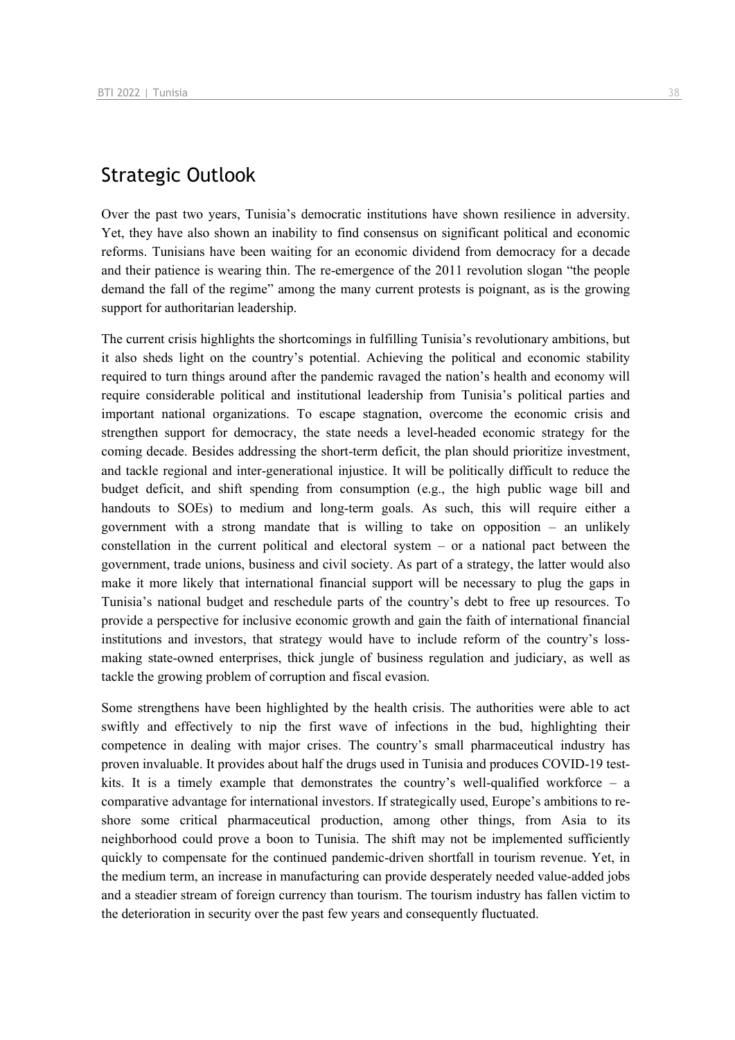## Strategic Outlook

Over the past two years, Tunisia's democratic institutions have shown resilience in adversity. Yet, they have also shown an inability to find consensus on significant political and economic reforms. Tunisians have been waiting for an economic dividend from democracy for a decade and their patience is wearing thin. The re-emergence of the 2011 revolution slogan "the people demand the fall of the regime" among the many current protests is poignant, as is the growing support for authoritarian leadership.

The current crisis highlights the shortcomings in fulfilling Tunisia's revolutionary ambitions, but it also sheds light on the country's potential. Achieving the political and economic stability required to turn things around after the pandemic ravaged the nation's health and economy will require considerable political and institutional leadership from Tunisia's political parties and important national organizations. To escape stagnation, overcome the economic crisis and strengthen support for democracy, the state needs a level-headed economic strategy for the coming decade. Besides addressing the short-term deficit, the plan should prioritize investment, and tackle regional and inter-generational injustice. It will be politically difficult to reduce the budget deficit, and shift spending from consumption (e.g., the high public wage bill and handouts to SOEs) to medium and long-term goals. As such, this will require either a government with a strong mandate that is willing to take on opposition – an unlikely constellation in the current political and electoral system – or a national pact between the government, trade unions, business and civil society. As part of a strategy, the latter would also make it more likely that international financial support will be necessary to plug the gaps in Tunisia's national budget and reschedule parts of the country's debt to free up resources. To provide a perspective for inclusive economic growth and gain the faith of international financial institutions and investors, that strategy would have to include reform of the country's loss-making state-owned enterprises, thick jungle of business regulation and judiciary, as well as tackle the growing problem of corruption and fiscal evasion.

Some strengthens have been highlighted by the health crisis. The authorities were able to act swiftly and effectively to nip the first wave of infections in the bud, highlighting their competence in dealing with major crises. The country's small pharmaceutical industry has proven invaluable. It provides about half the drugs used in Tunisia and produces COVID-19 test-kits. It is a timely example that demonstrates the country's well-qualified workforce – a comparative advantage for international investors. If strategically used, Europe's ambitions to re-shore some critical pharmaceutical production, among other things, from Asia to its neighborhood could prove a boon to Tunisia. The shift may not be implemented sufficiently quickly to compensate for the continued pandemic-driven shortfall in tourism revenue. Yet, in the medium term, an increase in manufacturing can provide desperately needed value-added jobs and a steadier stream of foreign currency than tourism. The tourism industry has fallen victim to the deterioration in security over the past few years and consequently fluctuated.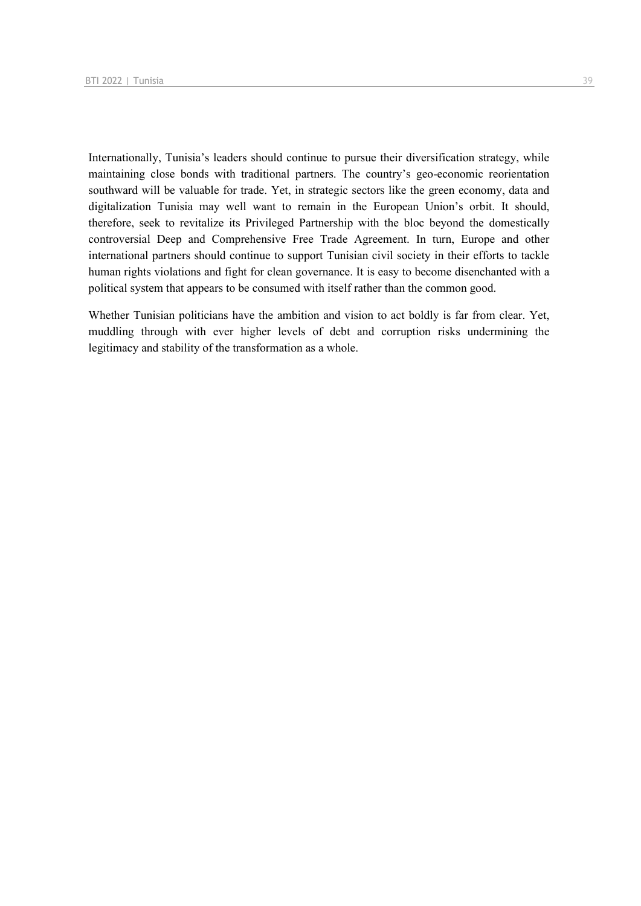Internationally, Tunisia's leaders should continue to pursue their diversification strategy, while maintaining close bonds with traditional partners. The country's geo-economic reorientation southward will be valuable for trade. Yet, in strategic sectors like the green economy, data and digitalization Tunisia may well want to remain in the European Union's orbit. It should, therefore, seek to revitalize its Privileged Partnership with the bloc beyond the domestically controversial Deep and Comprehensive Free Trade Agreement. In turn, Europe and other international partners should continue to support Tunisian civil society in their efforts to tackle human rights violations and fight for clean governance. It is easy to become disenchanted with a political system that appears to be consumed with itself rather than the common good.

Whether Tunisian politicians have the ambition and vision to act boldly is far from clear. Yet, muddling through with ever higher levels of debt and corruption risks undermining the legitimacy and stability of the transformation as a whole.